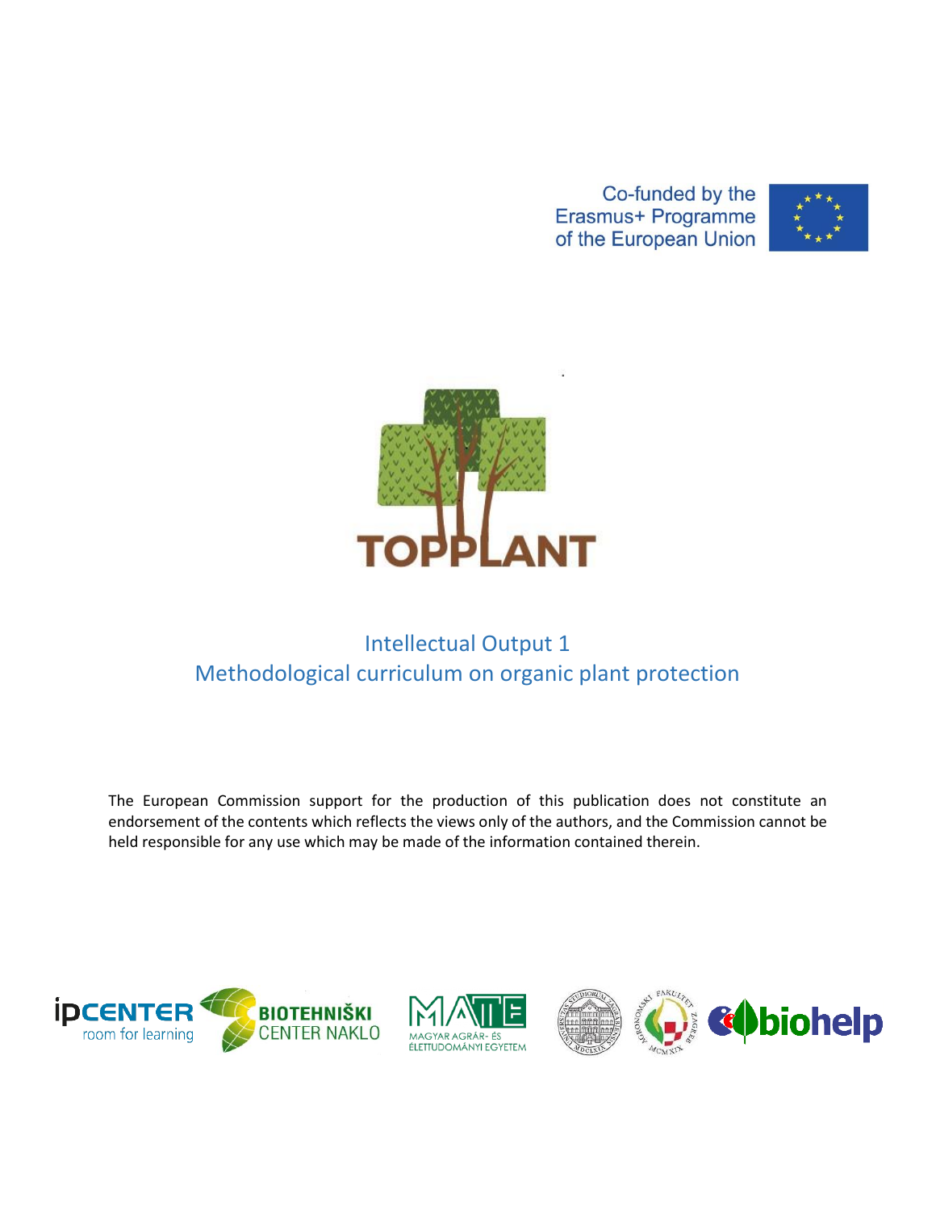Co-funded by the Erasmus+ Programme of the European Union

TOPPLANT

# Intellectual Output 1
## Methodological curriculum on organic plant protection

The European Commission support for the production of this publication does not constitute an endorsement of the contents which reflects the views only of the authors, and the Commission cannot be held responsible for any use which may be made of the information contained therein.

ipCENTER room for learning · BIOTEHNIŠKI CENTER NAKLO · MATE MAGYAR AGRÁR- ÉS ÉLETTUDOMÁNYI EGYETEM · biohelp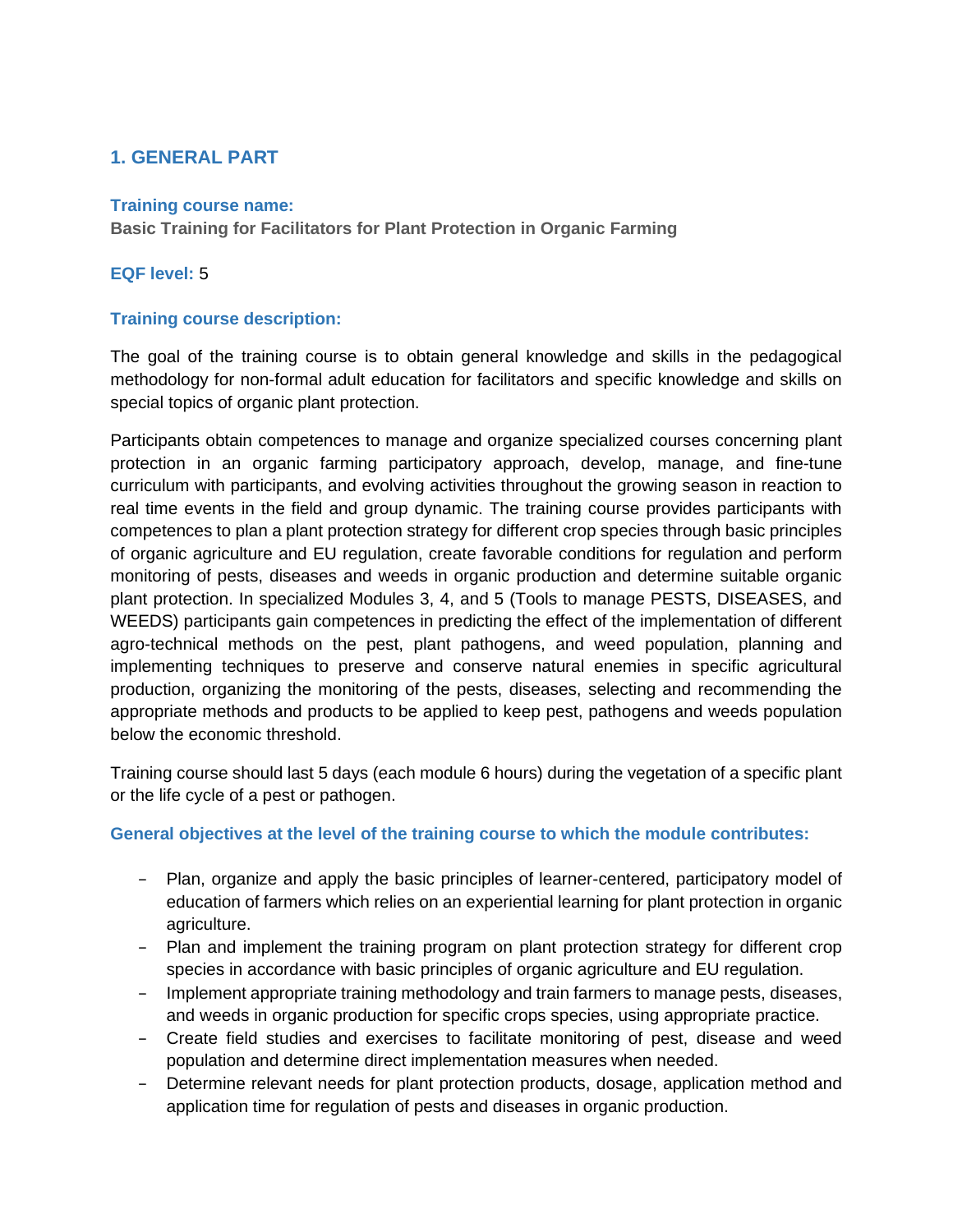## 1. GENERAL PART

**Training course name:**

**Basic Training for Facilitators for Plant Protection in Organic Farming**

**EQF level:** 5

**Training course description:**

The goal of the training course is to obtain general knowledge and skills in the pedagogical methodology for non-formal adult education for facilitators and specific knowledge and skills on special topics of organic plant protection.

Participants obtain competences to manage and organize specialized courses concerning plant protection in an organic farming participatory approach, develop, manage, and fine-tune curriculum with participants, and evolving activities throughout the growing season in reaction to real time events in the field and group dynamic. The training course provides participants with competences to plan a plant protection strategy for different crop species through basic principles of organic agriculture and EU regulation, create favorable conditions for regulation and perform monitoring of pests, diseases and weeds in organic production and determine suitable organic plant protection. In specialized Modules 3, 4, and 5 (Tools to manage PESTS, DISEASES, and WEEDS) participants gain competences in predicting the effect of the implementation of different agro-technical methods on the pest, plant pathogens, and weed population, planning and implementing techniques to preserve and conserve natural enemies in specific agricultural production, organizing the monitoring of the pests, diseases, selecting and recommending the appropriate methods and products to be applied to keep pest, pathogens and weeds population below the economic threshold.

Training course should last 5 days (each module 6 hours) during the vegetation of a specific plant or the life cycle of a pest or pathogen.

**General objectives at the level of the training course to which the module contributes:**

- Plan, organize and apply the basic principles of learner-centered, participatory model of education of farmers which relies on an experiential learning for plant protection in organic agriculture.
- Plan and implement the training program on plant protection strategy for different crop species in accordance with basic principles of organic agriculture and EU regulation.
- Implement appropriate training methodology and train farmers to manage pests, diseases, and weeds in organic production for specific crops species, using appropriate practice.
- Create field studies and exercises to facilitate monitoring of pest, disease and weed population and determine direct implementation measures when needed.
- Determine relevant needs for plant protection products, dosage, application method and application time for regulation of pests and diseases in organic production.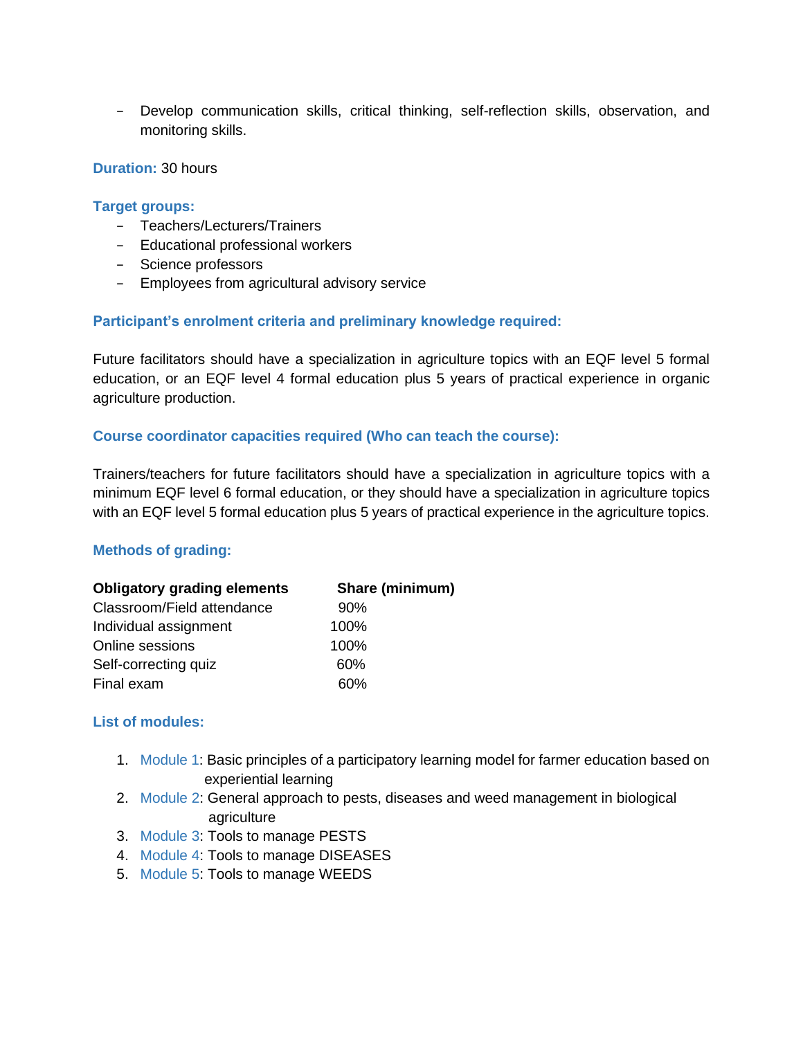- Develop communication skills, critical thinking, self-reflection skills, observation, and monitoring skills.

**Duration:** 30 hours

**Target groups:**

- Teachers/Lecturers/Trainers
- Educational professional workers
- Science professors
- Employees from agricultural advisory service

**Participant's enrolment criteria and preliminary knowledge required:**

Future facilitators should have a specialization in agriculture topics with an EQF level 5 formal education, or an EQF level 4 formal education plus 5 years of practical experience in organic agriculture production.

**Course coordinator capacities required (Who can teach the course):**

Trainers/teachers for future facilitators should have a specialization in agriculture topics with a minimum EQF level 6 formal education, or they should have a specialization in agriculture topics with an EQF level 5 formal education plus 5 years of practical experience in the agriculture topics.

**Methods of grading:**

| Obligatory grading elements | Share (minimum) |
| --- | --- |
| Classroom/Field attendance | 90% |
| Individual assignment | 100% |
| Online sessions | 100% |
| Self-correcting quiz | 60% |
| Final exam | 60% |

**List of modules:**

1. Module 1: Basic principles of a participatory learning model for farmer education based on experiential learning
2. Module 2: General approach to pests, diseases and weed management in biological agriculture
3. Module 3: Tools to manage PESTS
4. Module 4: Tools to manage DISEASES
5. Module 5: Tools to manage WEEDS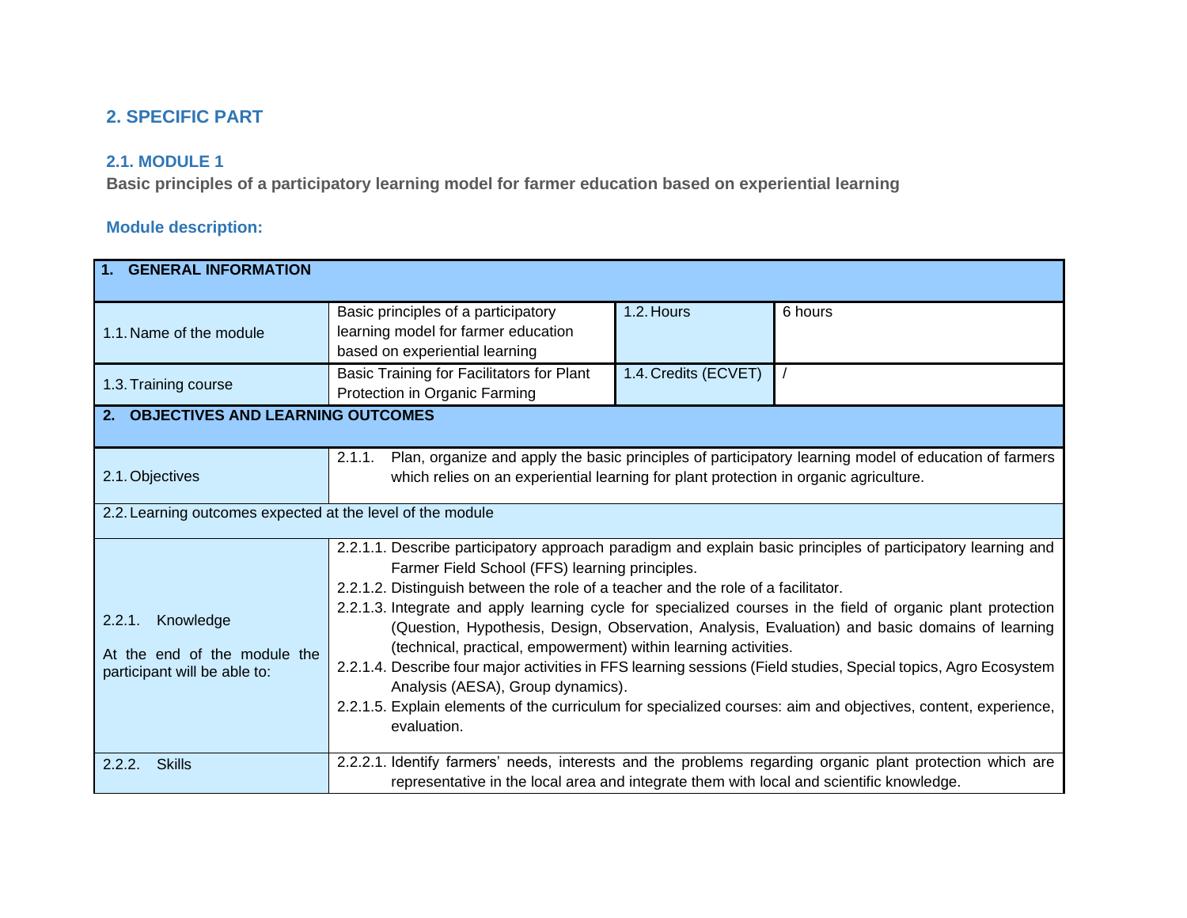## 2. SPECIFIC PART

### 2.1. MODULE 1

**Basic principles of a participatory learning model for farmer education based on experiential learning**

### Module description:

| **1. GENERAL INFORMATION** | | | |
|---|---|---|---|
| 1.1. Name of the module | Basic principles of a participatory learning model for farmer education based on experiential learning | 1.2. Hours | 6 hours |
| 1.3. Training course | Basic Training for Facilitators for Plant Protection in Organic Farming | 1.4. Credits (ECVET) | / |
| **2. OBJECTIVES AND LEARNING OUTCOMES** | | | |
| 2.1. Objectives | 2.1.1. Plan, organize and apply the basic principles of participatory learning model of education of farmers which relies on an experiential learning for plant protection in organic agriculture. | | |
| 2.2. Learning outcomes expected at the level of the module | | | |
| 2.2.1. Knowledge<br><br>At the end of the module the participant will be able to: | 2.2.1.1. Describe participatory approach paradigm and explain basic principles of participatory learning and Farmer Field School (FFS) learning principles.<br>2.2.1.2. Distinguish between the role of a teacher and the role of a facilitator.<br>2.2.1.3. Integrate and apply learning cycle for specialized courses in the field of organic plant protection (Question, Hypothesis, Design, Observation, Analysis, Evaluation) and basic domains of learning (technical, practical, empowerment) within learning activities.<br>2.2.1.4. Describe four major activities in FFS learning sessions (Field studies, Special topics, Agro Ecosystem Analysis (AESA), Group dynamics).<br>2.2.1.5. Explain elements of the curriculum for specialized courses: aim and objectives, content, experience, evaluation. | | |
| 2.2.2. Skills | 2.2.2.1. Identify farmers' needs, interests and the problems regarding organic plant protection which are representative in the local area and integrate them with local and scientific knowledge. | | |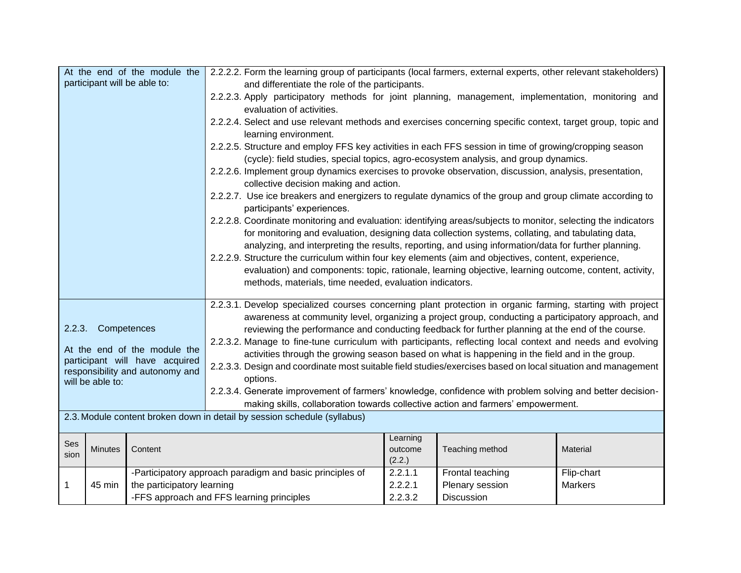| At the end of the module the participant will be able to: | 2.2.2.2. Form the learning group of participants (local farmers, external experts, other relevant stakeholders) and differentiate the role of the participants.<br>2.2.2.3. Apply participatory methods for joint planning, management, implementation, monitoring and evaluation of activities.<br>2.2.2.4. Select and use relevant methods and exercises concerning specific context, target group, topic and learning environment.<br>2.2.2.5. Structure and employ FFS key activities in each FFS session in time of growing/cropping season (cycle): field studies, special topics, agro-ecosystem analysis, and group dynamics.<br>2.2.2.6. Implement group dynamics exercises to provoke observation, discussion, analysis, presentation, collective decision making and action.<br>2.2.2.7. Use ice breakers and energizers to regulate dynamics of the group and group climate according to participants' experiences.<br>2.2.2.8. Coordinate monitoring and evaluation: identifying areas/subjects to monitor, selecting the indicators for monitoring and evaluation, designing data collection systems, collating, and tabulating data, analyzing, and interpreting the results, reporting, and using information/data for further planning.<br>2.2.2.9. Structure the curriculum within four key elements (aim and objectives, content, experience, evaluation) and components: topic, rationale, learning objective, learning outcome, content, activity, methods, materials, time needed, evaluation indicators. |
|---|---|
| 2.2.3. Competences<br><br>At the end of the module the participant will have acquired responsibility and autonomy and will be able to: | 2.2.3.1. Develop specialized courses concerning plant protection in organic farming, starting with project awareness at community level, organizing a project group, conducting a participatory approach, and reviewing the performance and conducting feedback for further planning at the end of the course.<br>2.2.3.2. Manage to fine-tune curriculum with participants, reflecting local context and needs and evolving activities through the growing season based on what is happening in the field and in the group.<br>2.2.3.3. Design and coordinate most suitable field studies/exercises based on local situation and management options.<br>2.2.3.4. Generate improvement of farmers' knowledge, confidence with problem solving and better decision-making skills, collaboration towards collective action and farmers' empowerment. |

2.3. Module content broken down in detail by session schedule (syllabus)

| Session | Minutes | Content | Learning outcome (2.2.) | Teaching method | Material |
|---|---|---|---|---|---|
| 1 | 45 min | -Participatory approach paradigm and basic principles of the participatory learning<br>-FFS approach and FFS learning principles | 2.2.1.1<br>2.2.2.1<br>2.2.3.2 | Frontal teaching<br>Plenary session<br>Discussion | Flip-chart<br>Markers |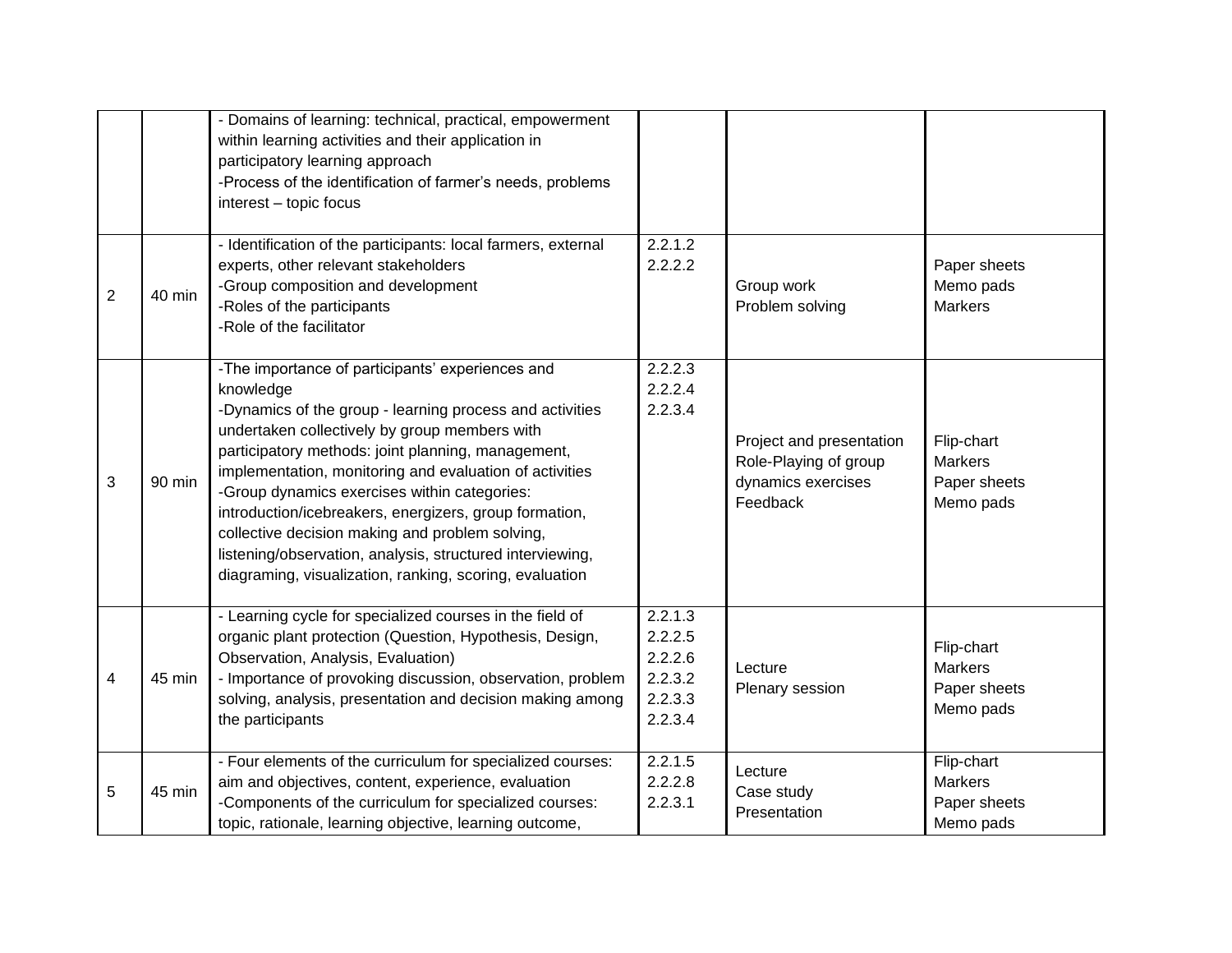| | | | | | |
|---|---|---|---|---|---|
| | | - Domains of learning: technical, practical, empowerment within learning activities and their application in participatory learning approach<br>-Process of the identification of farmer's needs, problems interest – topic focus | | | |
| 2 | 40 min | - Identification of the participants: local farmers, external experts, other relevant stakeholders<br>-Group composition and development<br>-Roles of the participants<br>-Role of the facilitator | 2.2.1.2<br>2.2.2.2 | Group work<br>Problem solving | Paper sheets<br>Memo pads<br>Markers |
| 3 | 90 min | -The importance of participants' experiences and knowledge<br>-Dynamics of the group - learning process and activities undertaken collectively by group members with participatory methods: joint planning, management, implementation, monitoring and evaluation of activities<br>-Group dynamics exercises within categories: introduction/icebreakers, energizers, group formation, collective decision making and problem solving, listening/observation, analysis, structured interviewing, diagraming, visualization, ranking, scoring, evaluation | 2.2.2.3<br>2.2.2.4<br>2.2.3.4 | Project and presentation<br>Role-Playing of group dynamics exercises<br>Feedback | Flip-chart<br>Markers<br>Paper sheets<br>Memo pads |
| 4 | 45 min | - Learning cycle for specialized courses in the field of organic plant protection (Question, Hypothesis, Design, Observation, Analysis, Evaluation)<br>- Importance of provoking discussion, observation, problem solving, analysis, presentation and decision making among the participants | 2.2.1.3<br>2.2.2.5<br>2.2.2.6<br>2.2.3.2<br>2.2.3.3<br>2.2.3.4 | Lecture<br>Plenary session | Flip-chart<br>Markers<br>Paper sheets<br>Memo pads |
| 5 | 45 min | - Four elements of the curriculum for specialized courses: aim and objectives, content, experience, evaluation<br>-Components of the curriculum for specialized courses: topic, rationale, learning objective, learning outcome, | 2.2.1.5<br>2.2.2.8<br>2.2.3.1 | Lecture<br>Case study<br>Presentation | Flip-chart<br>Markers<br>Paper sheets<br>Memo pads |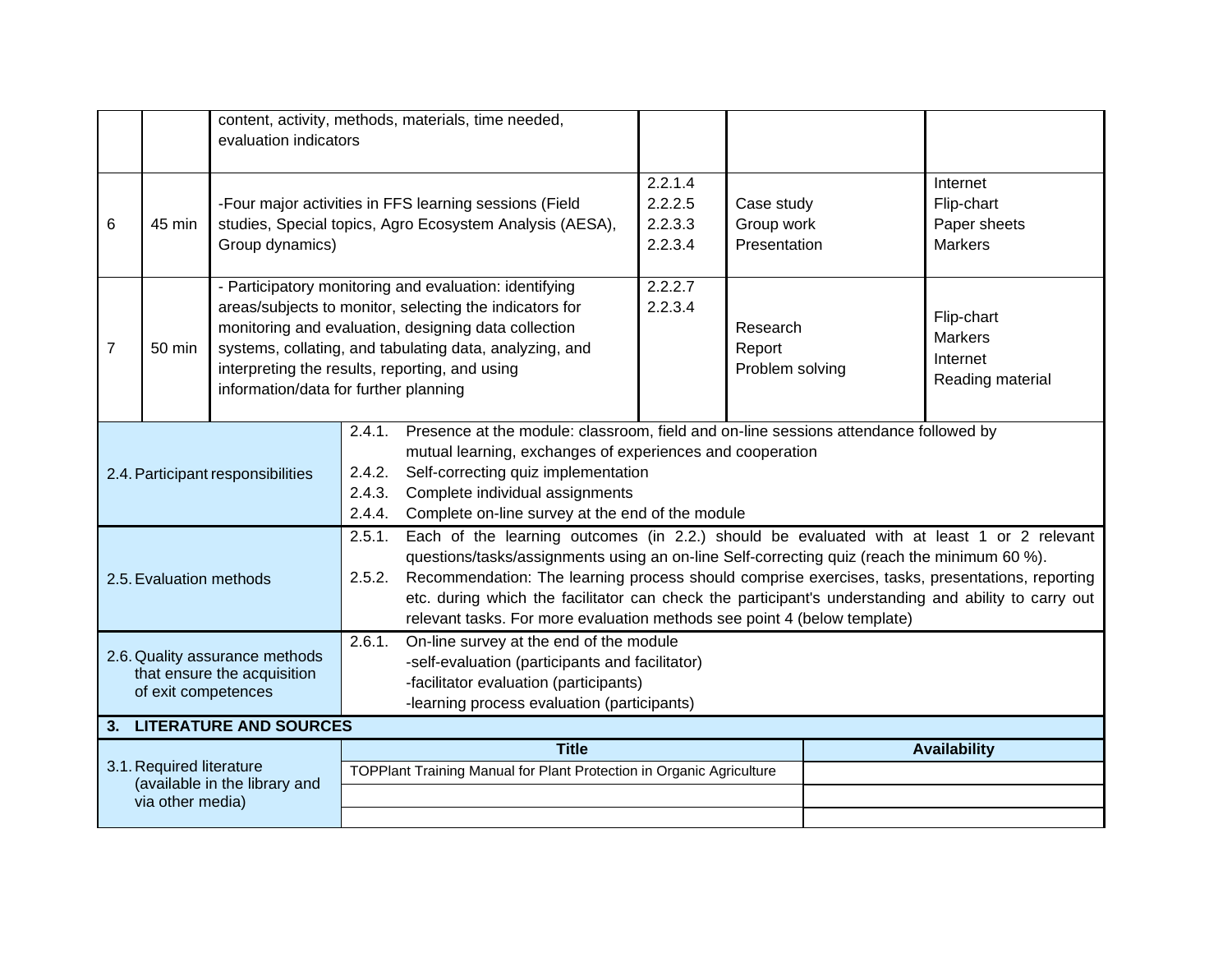| | | | | | |
|---|---|---|---|---|---|
| | | content, activity, methods, materials, time needed, evaluation indicators | | | |
| 6 | 45 min | -Four major activities in FFS learning sessions (Field studies, Special topics, Agro Ecosystem Analysis (AESA), Group dynamics) | 2.2.1.4<br>2.2.2.5<br>2.2.3.3<br>2.2.3.4 | Case study<br>Group work<br>Presentation | Internet<br>Flip-chart<br>Paper sheets<br>Markers |
| 7 | 50 min | - Participatory monitoring and evaluation: identifying areas/subjects to monitor, selecting the indicators for monitoring and evaluation, designing data collection systems, collating, and tabulating data, analyzing, and interpreting the results, reporting, and using information/data for further planning | 2.2.2.7<br>2.2.3.4 | Research<br>Report<br>Problem solving | Flip-chart<br>Markers<br>Internet<br>Reading material |

| | |
|---|---|
| 2.4. Participant responsibilities | 2.4.1. Presence at the module: classroom, field and on-line sessions attendance followed by mutual learning, exchanges of experiences and cooperation<br>2.4.2. Self-correcting quiz implementation<br>2.4.3. Complete individual assignments<br>2.4.4. Complete on-line survey at the end of the module |
| 2.5. Evaluation methods | 2.5.1. Each of the learning outcomes (in 2.2.) should be evaluated with at least 1 or 2 relevant questions/tasks/assignments using an on-line Self-correcting quiz (reach the minimum 60 %).<br>2.5.2. Recommendation: The learning process should comprise exercises, tasks, presentations, reporting etc. during which the facilitator can check the participant's understanding and ability to carry out relevant tasks. For more evaluation methods see point 4 (below template) |
| 2.6. Quality assurance methods that ensure the acquisition of exit competences | 2.6.1. On-line survey at the end of the module<br>-self-evaluation (participants and facilitator)<br>-facilitator evaluation (participants)<br>-learning process evaluation (participants) |

**3. LITERATURE AND SOURCES**

| | Title | Availability |
|---|---|---|
| 3.1. Required literature (available in the library and via other media) | TOPPlant Training Manual for Plant Protection in Organic Agriculture | |
| | | |
| | | |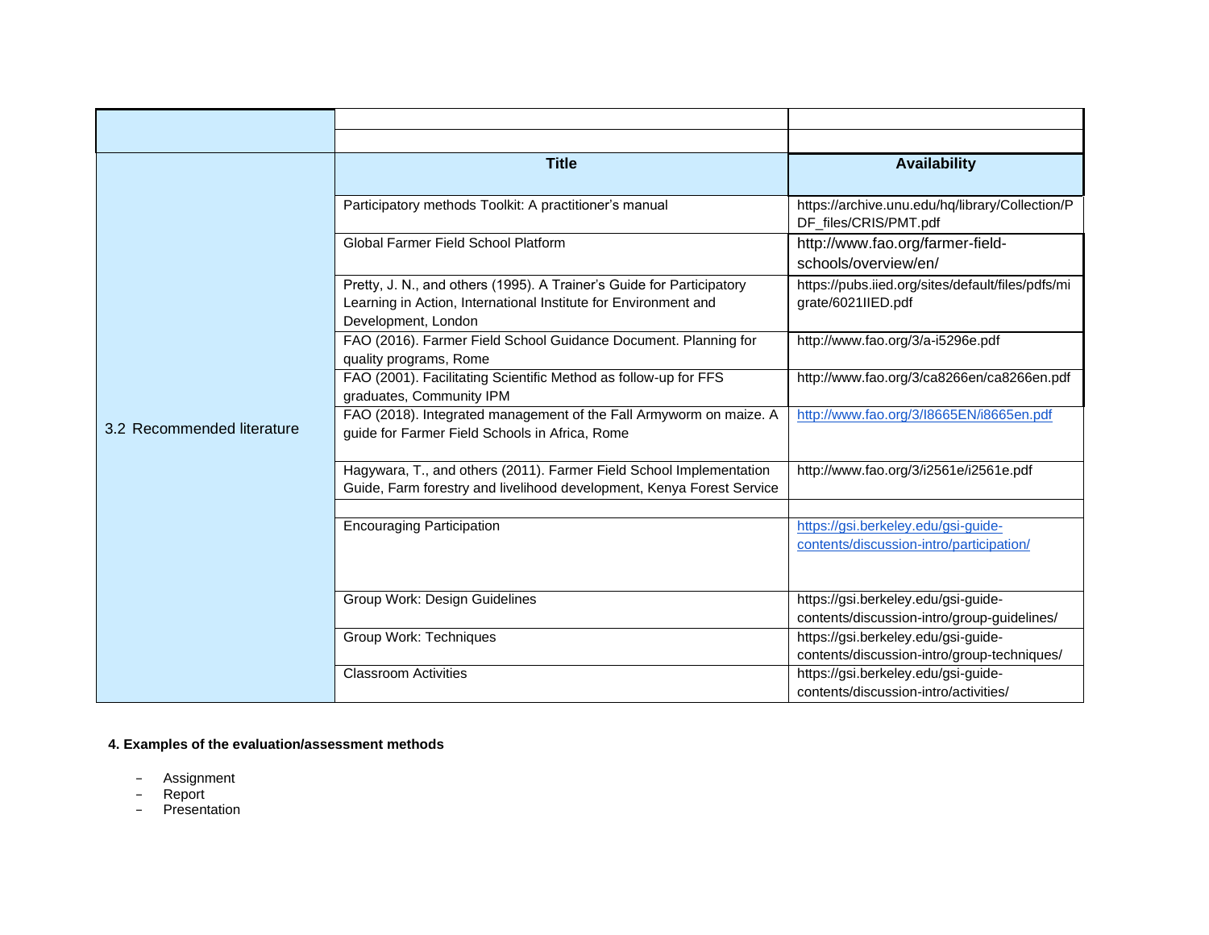| | | |
|---|---|---|
| | | |
| | | |
| 3.2 Recommended literature | **Title** | **Availability** |
| | Participatory methods Toolkit: A practitioner's manual | https://archive.unu.edu/hq/library/Collection/PDF_files/CRIS/PMT.pdf |
| | Global Farmer Field School Platform | http://www.fao.org/farmer-field-schools/overview/en/ |
| | Pretty, J. N., and others (1995). A Trainer's Guide for Participatory Learning in Action, International Institute for Environment and Development, London | https://pubs.iied.org/sites/default/files/pdfs/migrate/6021IIED.pdf |
| | FAO (2016). Farmer Field School Guidance Document. Planning for quality programs, Rome | http://www.fao.org/3/a-i5296e.pdf |
| | FAO (2001). Facilitating Scientific Method as follow-up for FFS graduates, Community IPM | http://www.fao.org/3/ca8266en/ca8266en.pdf |
| | FAO (2018). Integrated management of the Fall Armyworm on maize. A guide for Farmer Field Schools in Africa, Rome | http://www.fao.org/3/I8665EN/i8665en.pdf |
| | Hagywara, T., and others (2011). Farmer Field School Implementation Guide, Farm forestry and livelihood development, Kenya Forest Service | http://www.fao.org/3/i2561e/i2561e.pdf |
| | | |
| | Encouraging Participation | https://gsi.berkeley.edu/gsi-guide-contents/discussion-intro/participation/ |
| | Group Work: Design Guidelines | https://gsi.berkeley.edu/gsi-guide-contents/discussion-intro/group-guidelines/ |
| | Group Work: Techniques | https://gsi.berkeley.edu/gsi-guide-contents/discussion-intro/group-techniques/ |
| | Classroom Activities | https://gsi.berkeley.edu/gsi-guide-contents/discussion-intro/activities/ |

**4. Examples of the evaluation/assessment methods**

- Assignment
- Report
- Presentation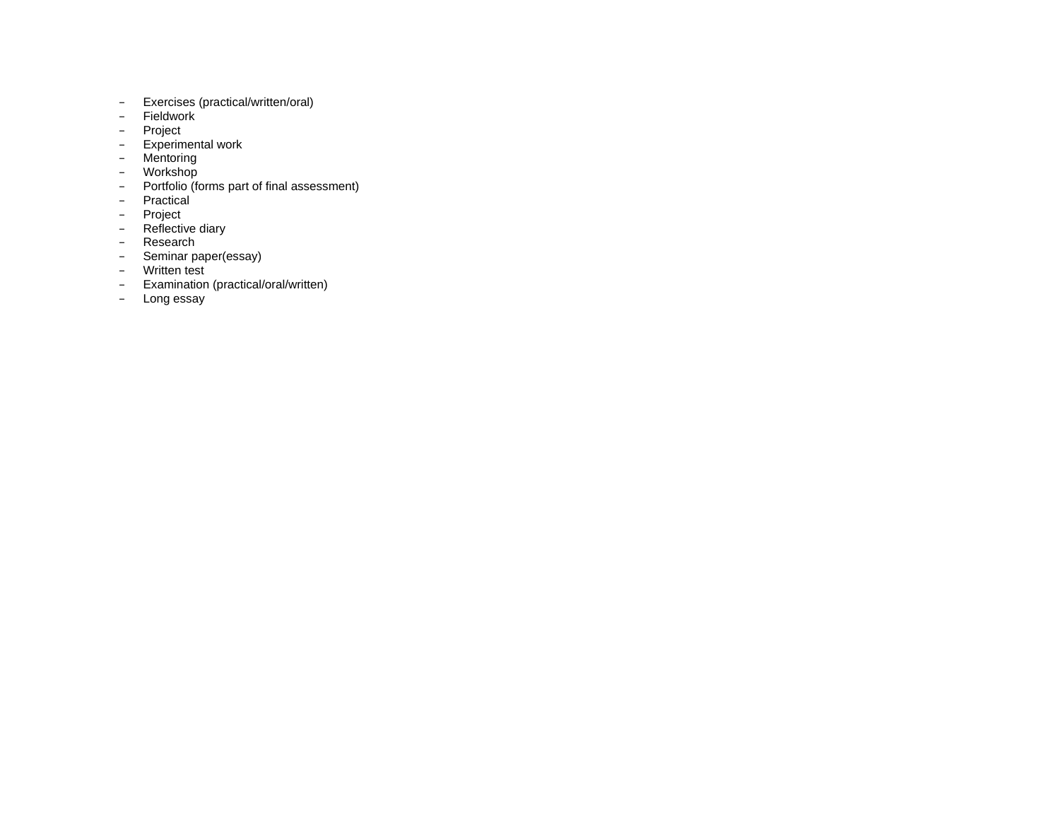- Exercises (practical/written/oral)
- Fieldwork
- Project
- Experimental work
- Mentoring
- Workshop
- Portfolio (forms part of final assessment)
- Practical
- Project
- Reflective diary
- Research
- Seminar paper(essay)
- Written test
- Examination (practical/oral/written)
- Long essay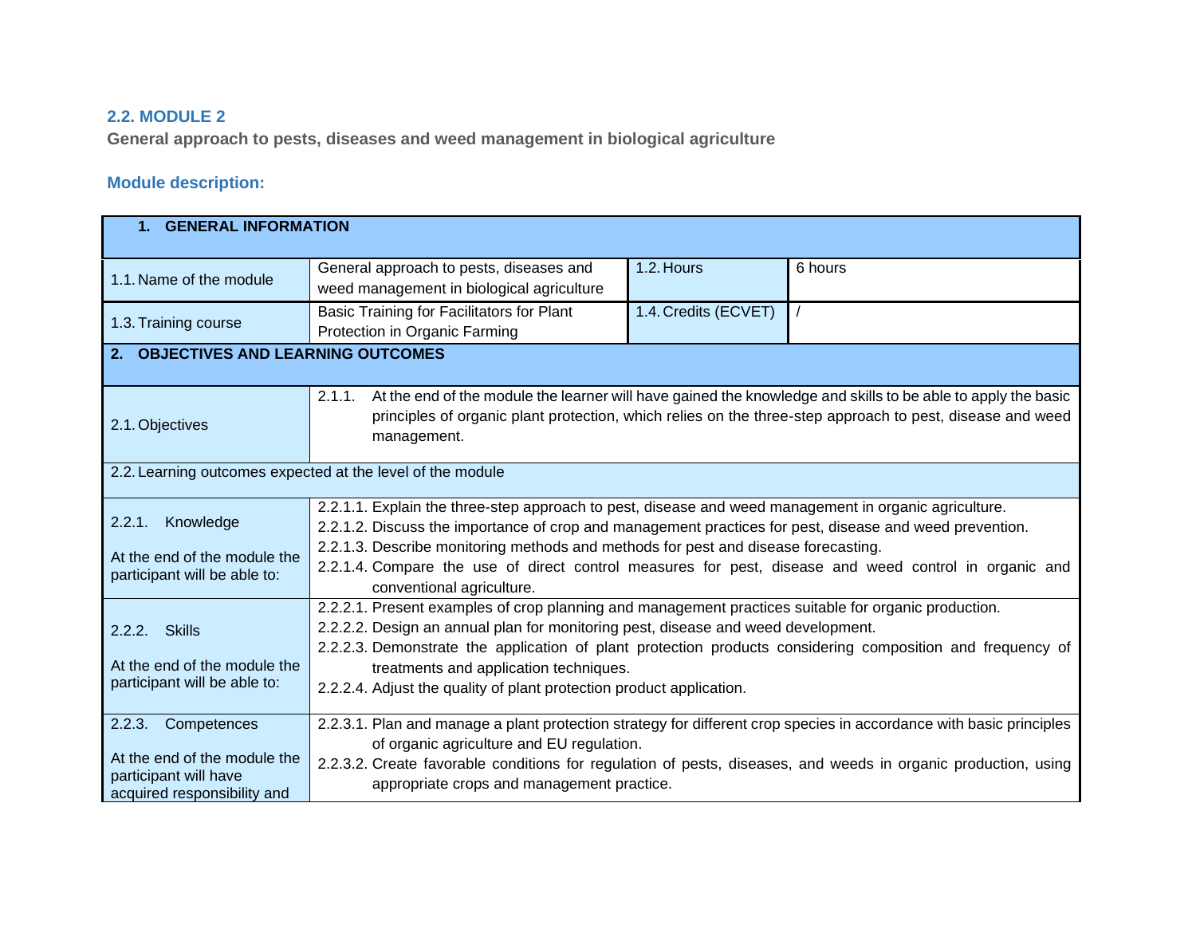## 2.2. MODULE 2

**General approach to pests, diseases and weed management in biological agriculture**

### Module description:

| **1. GENERAL INFORMATION** | | | |
|---|---|---|---|
| 1.1. Name of the module | General approach to pests, diseases and weed management in biological agriculture | 1.2. Hours | 6 hours |
| 1.3. Training course | Basic Training for Facilitators for Plant Protection in Organic Farming | 1.4. Credits (ECVET) | / |
| **2. OBJECTIVES AND LEARNING OUTCOMES** | | | |
| 2.1. Objectives | 2.1.1. At the end of the module the learner will have gained the knowledge and skills to be able to apply the basic principles of organic plant protection, which relies on the three-step approach to pest, disease and weed management. | | |
| 2.2. Learning outcomes expected at the level of the module | | | |
| 2.2.1. Knowledge<br><br>At the end of the module the participant will be able to: | 2.2.1.1. Explain the three-step approach to pest, disease and weed management in organic agriculture.<br>2.2.1.2. Discuss the importance of crop and management practices for pest, disease and weed prevention.<br>2.2.1.3. Describe monitoring methods and methods for pest and disease forecasting.<br>2.2.1.4. Compare the use of direct control measures for pest, disease and weed control in organic and conventional agriculture. | | |
| 2.2.2. Skills<br><br>At the end of the module the participant will be able to: | 2.2.2.1. Present examples of crop planning and management practices suitable for organic production.<br>2.2.2.2. Design an annual plan for monitoring pest, disease and weed development.<br>2.2.2.3. Demonstrate the application of plant protection products considering composition and frequency of treatments and application techniques.<br>2.2.2.4. Adjust the quality of plant protection product application. | | |
| 2.2.3. Competences<br><br>At the end of the module the participant will have acquired responsibility and | 2.2.3.1. Plan and manage a plant protection strategy for different crop species in accordance with basic principles of organic agriculture and EU regulation.<br>2.2.3.2. Create favorable conditions for regulation of pests, diseases, and weeds in organic production, using appropriate crops and management practice. | | |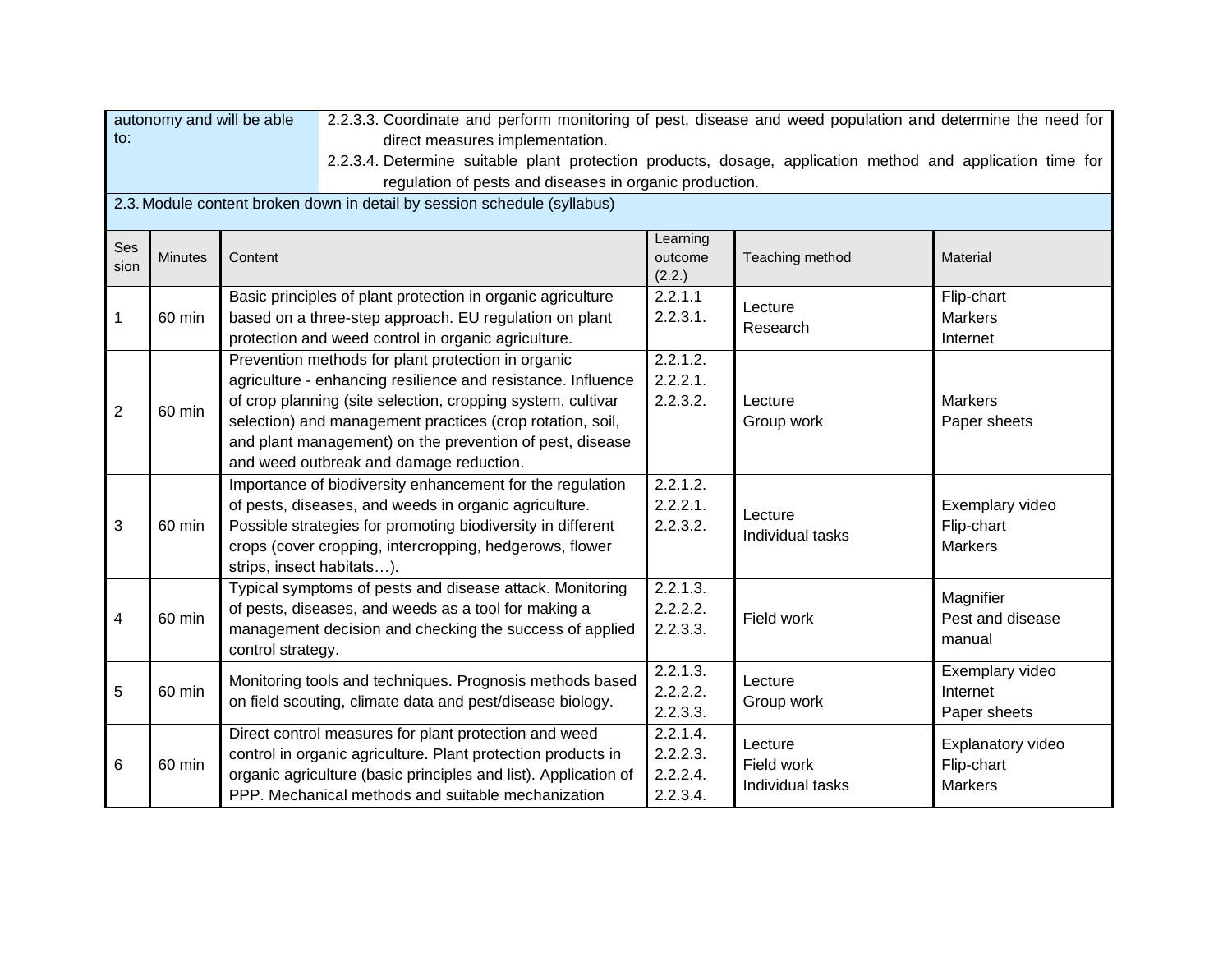| autonomy and will be able to: | 2.2.3.3. Coordinate and perform monitoring of pest, disease and weed population and determine the need for direct measures implementation.<br>2.2.3.4. Determine suitable plant protection products, dosage, application method and application time for regulation of pests and diseases in organic production. |
|---|---|

2.3. Module content broken down in detail by session schedule (syllabus)

| Session | Minutes | Content | Learning outcome (2.2.) | Teaching method | Material |
|---|---|---|---|---|---|
| 1 | 60 min | Basic principles of plant protection in organic agriculture based on a three-step approach. EU regulation on plant protection and weed control in organic agriculture. | 2.2.1.1<br>2.2.3.1. | Lecture<br>Research | Flip-chart<br>Markers<br>Internet |
| 2 | 60 min | Prevention methods for plant protection in organic agriculture - enhancing resilience and resistance. Influence of crop planning (site selection, cropping system, cultivar selection) and management practices (crop rotation, soil, and plant management) on the prevention of pest, disease and weed outbreak and damage reduction. | 2.2.1.2.<br>2.2.2.1.<br>2.2.3.2. | Lecture<br>Group work | Markers<br>Paper sheets |
| 3 | 60 min | Importance of biodiversity enhancement for the regulation of pests, diseases, and weeds in organic agriculture. Possible strategies for promoting biodiversity in different crops (cover cropping, intercropping, hedgerows, flower strips, insect habitats…). | 2.2.1.2.<br>2.2.2.1.<br>2.2.3.2. | Lecture<br>Individual tasks | Exemplary video<br>Flip-chart<br>Markers |
| 4 | 60 min | Typical symptoms of pests and disease attack. Monitoring of pests, diseases, and weeds as a tool for making a management decision and checking the success of applied control strategy. | 2.2.1.3.<br>2.2.2.2.<br>2.2.3.3. | Field work | Magnifier<br>Pest and disease manual |
| 5 | 60 min | Monitoring tools and techniques. Prognosis methods based on field scouting, climate data and pest/disease biology. | 2.2.1.3.<br>2.2.2.2.<br>2.2.3.3. | Lecture<br>Group work | Exemplary video<br>Internet<br>Paper sheets |
| 6 | 60 min | Direct control measures for plant protection and weed control in organic agriculture. Plant protection products in organic agriculture (basic principles and list). Application of PPP. Mechanical methods and suitable mechanization | 2.2.1.4.<br>2.2.2.3.<br>2.2.2.4.<br>2.2.3.4. | Lecture<br>Field work<br>Individual tasks | Explanatory video<br>Flip-chart<br>Markers |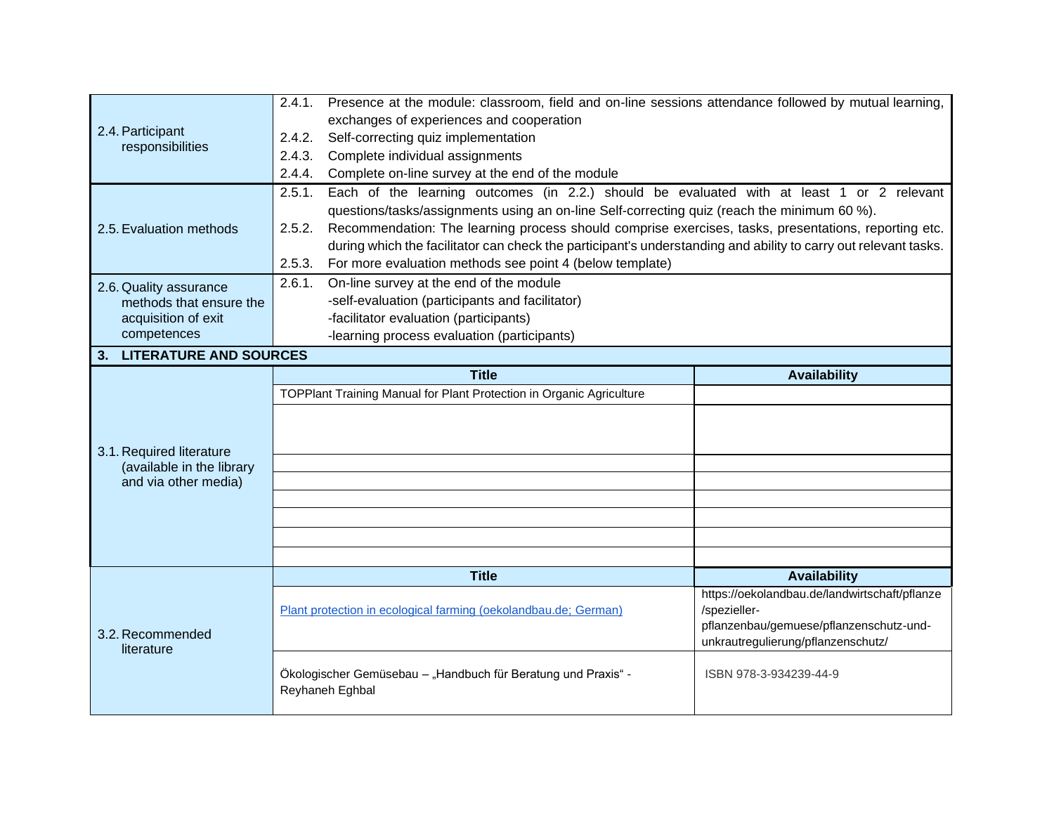| | |
|---|---|
| 2.4. Participant responsibilities | 2.4.1. Presence at the module: classroom, field and on-line sessions attendance followed by mutual learning, exchanges of experiences and cooperation<br>2.4.2. Self-correcting quiz implementation<br>2.4.3. Complete individual assignments<br>2.4.4. Complete on-line survey at the end of the module |
| 2.5. Evaluation methods | 2.5.1. Each of the learning outcomes (in 2.2.) should be evaluated with at least 1 or 2 relevant questions/tasks/assignments using an on-line Self-correcting quiz (reach the minimum 60 %).<br>2.5.2. Recommendation: The learning process should comprise exercises, tasks, presentations, reporting etc. during which the facilitator can check the participant's understanding and ability to carry out relevant tasks.<br>2.5.3. For more evaluation methods see point 4 (below template) |
| 2.6. Quality assurance methods that ensure the acquisition of exit competences | 2.6.1. On-line survey at the end of the module<br>-self-evaluation (participants and facilitator)<br>-facilitator evaluation (participants)<br>-learning process evaluation (participants) |

## 3. LITERATURE AND SOURCES

| | Title | Availability |
|---|---|---|
| 3.1. Required literature (available in the library and via other media) | TOPPlant Training Manual for Plant Protection in Organic Agriculture | |
| | | |
| | | |
| | | |
| | | |
| | | |
| | | |
| | | |
| | **Title** | **Availability** |
| 3.2. Recommended literature | Plant protection in ecological farming (oekolandbau.de; German) | https://oekolandbau.de/landwirtschaft/pflanze/spezieller-pflanzenbau/gemuese/pflanzenschutz-und-unkrautregulierung/pflanzenschutz/ |
| | Ökologischer Gemüsebau – „Handbuch für Beratung und Praxis“ - Reyhaneh Eghbal | ISBN 978-3-934239-44-9 |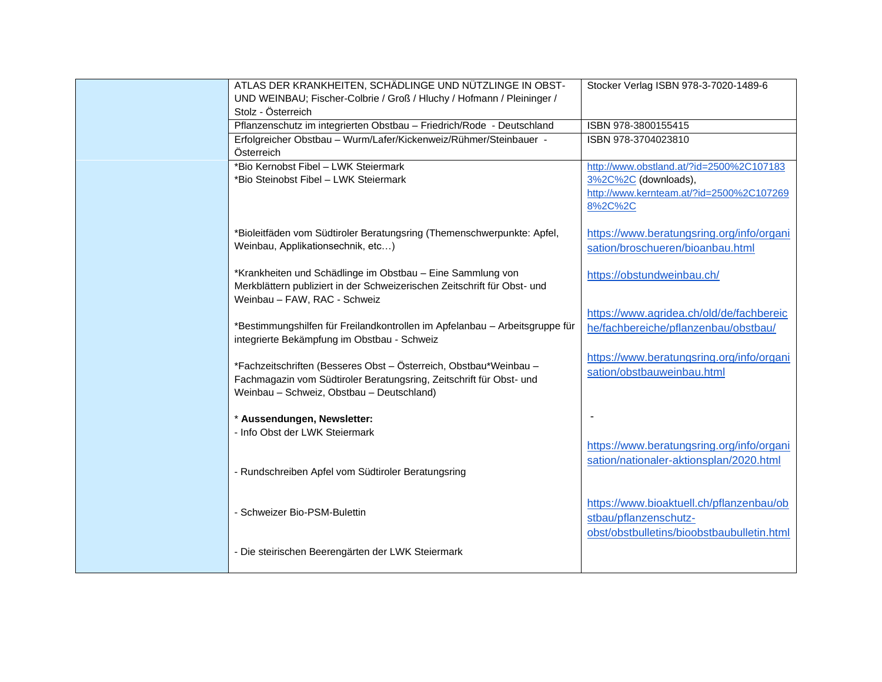| | | |
|---|---|---|
| | ATLAS DER KRANKHEITEN, SCHÄDLINGE UND NÜTZLINGE IN OBST- UND WEINBAU; Fischer-Colbrie / Groß / Hluchy / Hofmann / Pleininger / Stolz - Österreich | Stocker Verlag ISBN 978-3-7020-1489-6 |
| | Pflanzenschutz im integrierten Obstbau – Friedrich/Rode - Deutschland | ISBN 978-3800155415 |
| | Erfolgreicher Obstbau – Wurm/Lafer/Kickenweiz/Rühmer/Steinbauer - Österreich | ISBN 978-3704023810 |
| | *Bio Kernobst Fibel – LWK Steiermark<br>*Bio Steinobst Fibel – LWK Steiermark<br><br>*Bioleitfäden vom Südtiroler Beratungsring (Themenschwerpunkte: Apfel, Weinbau, Applikationsechnik, etc…)<br><br>*Krankheiten und Schädlinge im Obstbau – Eine Sammlung von Merkblättern publiziert in der Schweizerischen Zeitschrift für Obst- und Weinbau – FAW, RAC - Schweiz<br><br>*Bestimmungshilfen für Freilandkontrollen im Apfelanbau – Arbeitsgruppe für integrierte Bekämpfung im Obstbau - Schweiz<br><br>*Fachzeitschriften (Besseres Obst – Österreich, Obstbau*Weinbau – Fachmagazin vom Südtiroler Beratungsring, Zeitschrift für Obst- und Weinbau – Schweiz, Obstbau – Deutschland)<br><br>* **Aussendungen, Newsletter:**<br>- Info Obst der LWK Steiermark<br><br>- Rundschreiben Apfel vom Südtiroler Beratungsring<br><br>- Schweizer Bio-PSM-Bulettin<br><br>- Die steirischen Beerengärten der LWK Steiermark | http://www.obstland.at/?id=2500%2C1071833%2C%2C (downloads),<br>http://www.kernteam.at/?id=2500%2C1072698%2C%2C<br><br>https://www.beratungsring.org/info/organisation/broschueren/bioanbau.html<br><br>https://obstundweinbau.ch/<br><br>https://www.agridea.ch/old/de/fachbereiche/fachbereiche/pflanzenbau/obstbau/<br><br>https://www.beratungsring.org/info/organisation/obstbauweinbau.html<br><br>-<br><br>https://www.beratungsring.org/info/organisation/nationaler-aktionsplan/2020.html<br><br>https://www.bioaktuell.ch/pflanzenbau/obstbau/pflanzenschutz-obst/obstbulletins/bioobstbaubulletin.html |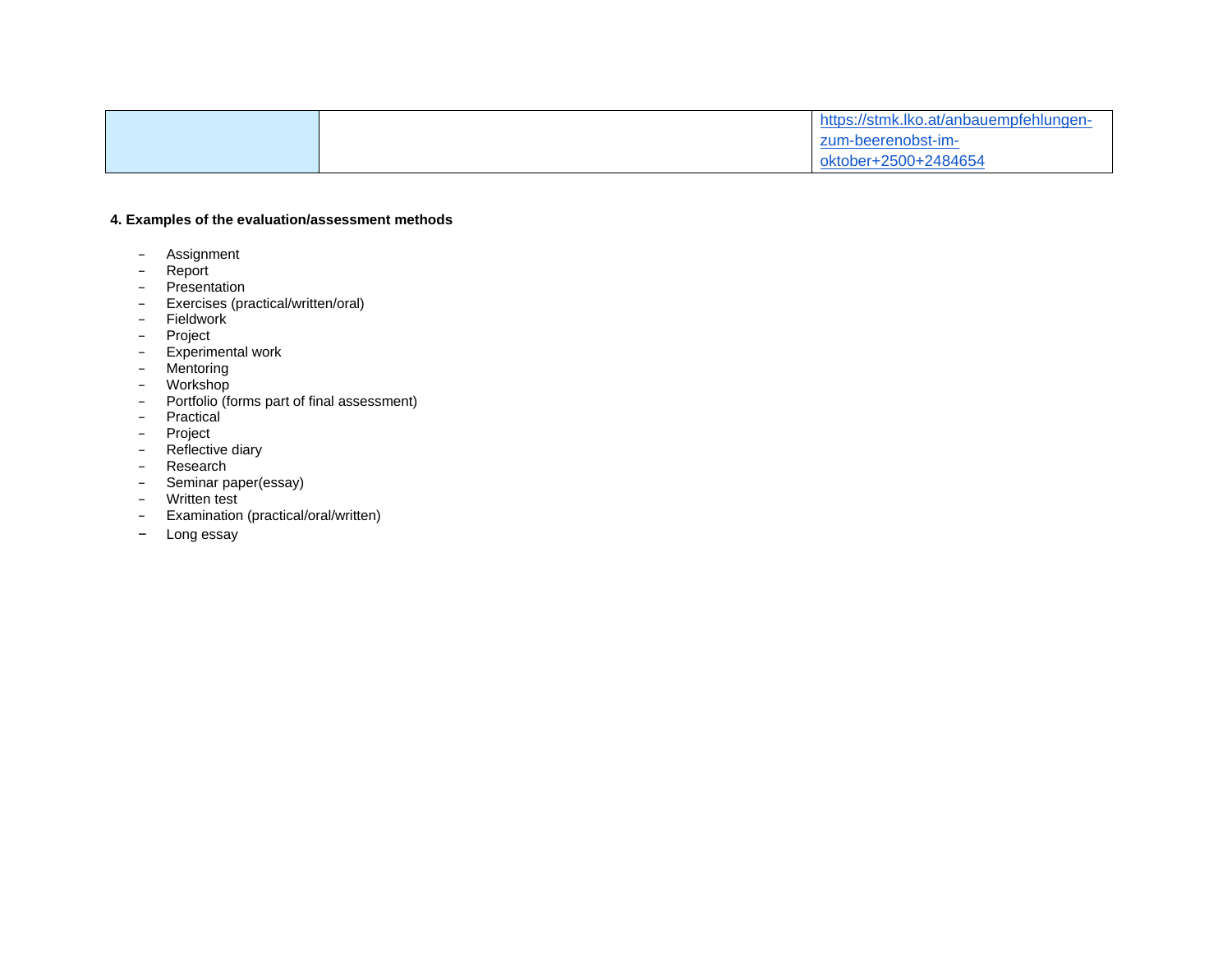| | | https://stmk.lko.at/anbauempfehlungen-zum-beerenobst-im-oktober+2500+2484654 |
|---|---|---|

**4. Examples of the evaluation/assessment methods**

- Assignment
- Report
- Presentation
- Exercises (practical/written/oral)
- Fieldwork
- Project
- Experimental work
- Mentoring
- Workshop
- Portfolio (forms part of final assessment)
- Practical
- Project
- Reflective diary
- Research
- Seminar paper(essay)
- Written test
- Examination (practical/oral/written)
- Long essay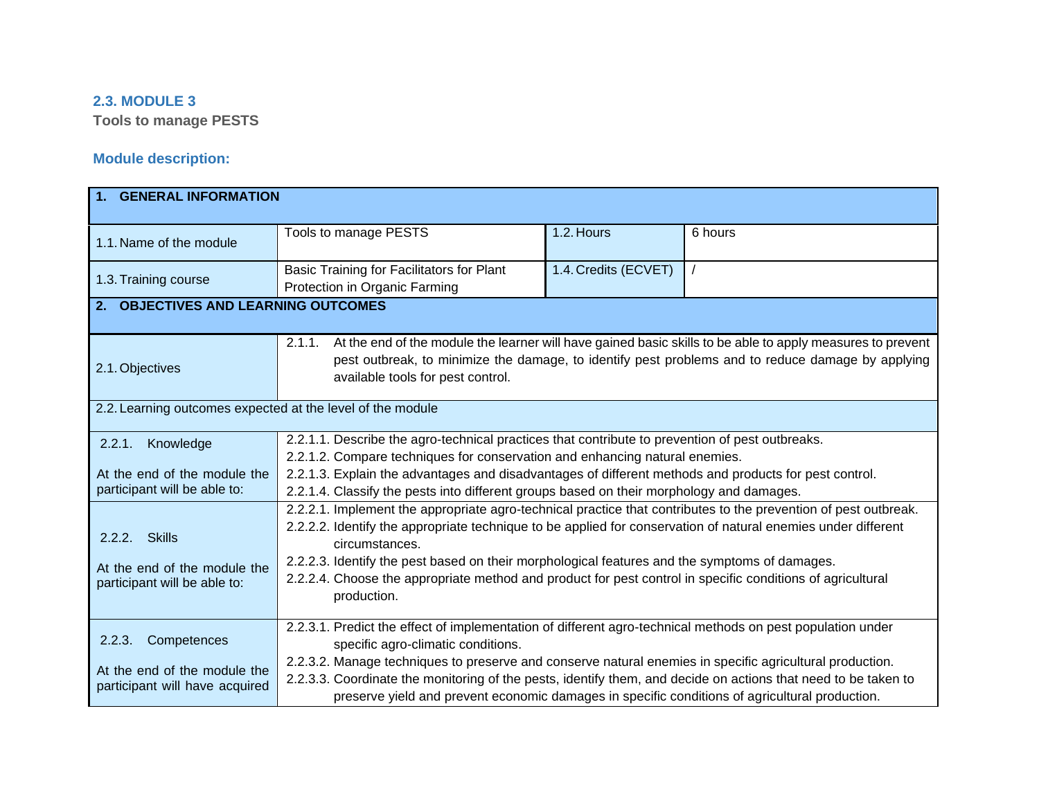## 2.3. MODULE 3

**Tools to manage PESTS**

### Module description:

| **1. GENERAL INFORMATION** | | | |
|---|---|---|---|
| 1.1. Name of the module | Tools to manage PESTS | 1.2. Hours | 6 hours |
| 1.3. Training course | Basic Training for Facilitators for Plant Protection in Organic Farming | 1.4. Credits (ECVET) | / |
| **2. OBJECTIVES AND LEARNING OUTCOMES** | | | |
| 2.1. Objectives | 2.1.1. At the end of the module the learner will have gained basic skills to be able to apply measures to prevent pest outbreak, to minimize the damage, to identify pest problems and to reduce damage by applying available tools for pest control. | | |
| 2.2. Learning outcomes expected at the level of the module | | | |
| 2.2.1. Knowledge<br><br>At the end of the module the participant will be able to: | 2.2.1.1. Describe the agro-technical practices that contribute to prevention of pest outbreaks.<br>2.2.1.2. Compare techniques for conservation and enhancing natural enemies.<br>2.2.1.3. Explain the advantages and disadvantages of different methods and products for pest control.<br>2.2.1.4. Classify the pests into different groups based on their morphology and damages. | | |
| 2.2.2. Skills<br><br>At the end of the module the participant will be able to: | 2.2.2.1. Implement the appropriate agro-technical practice that contributes to the prevention of pest outbreak.<br>2.2.2.2. Identify the appropriate technique to be applied for conservation of natural enemies under different circumstances.<br>2.2.2.3. Identify the pest based on their morphological features and the symptoms of damages.<br>2.2.2.4. Choose the appropriate method and product for pest control in specific conditions of agricultural production. | | |
| 2.2.3. Competences<br><br>At the end of the module the participant will have acquired | 2.2.3.1. Predict the effect of implementation of different agro-technical methods on pest population under specific agro-climatic conditions.<br>2.2.3.2. Manage techniques to preserve and conserve natural enemies in specific agricultural production.<br>2.2.3.3. Coordinate the monitoring of the pests, identify them, and decide on actions that need to be taken to preserve yield and prevent economic damages in specific conditions of agricultural production. | | |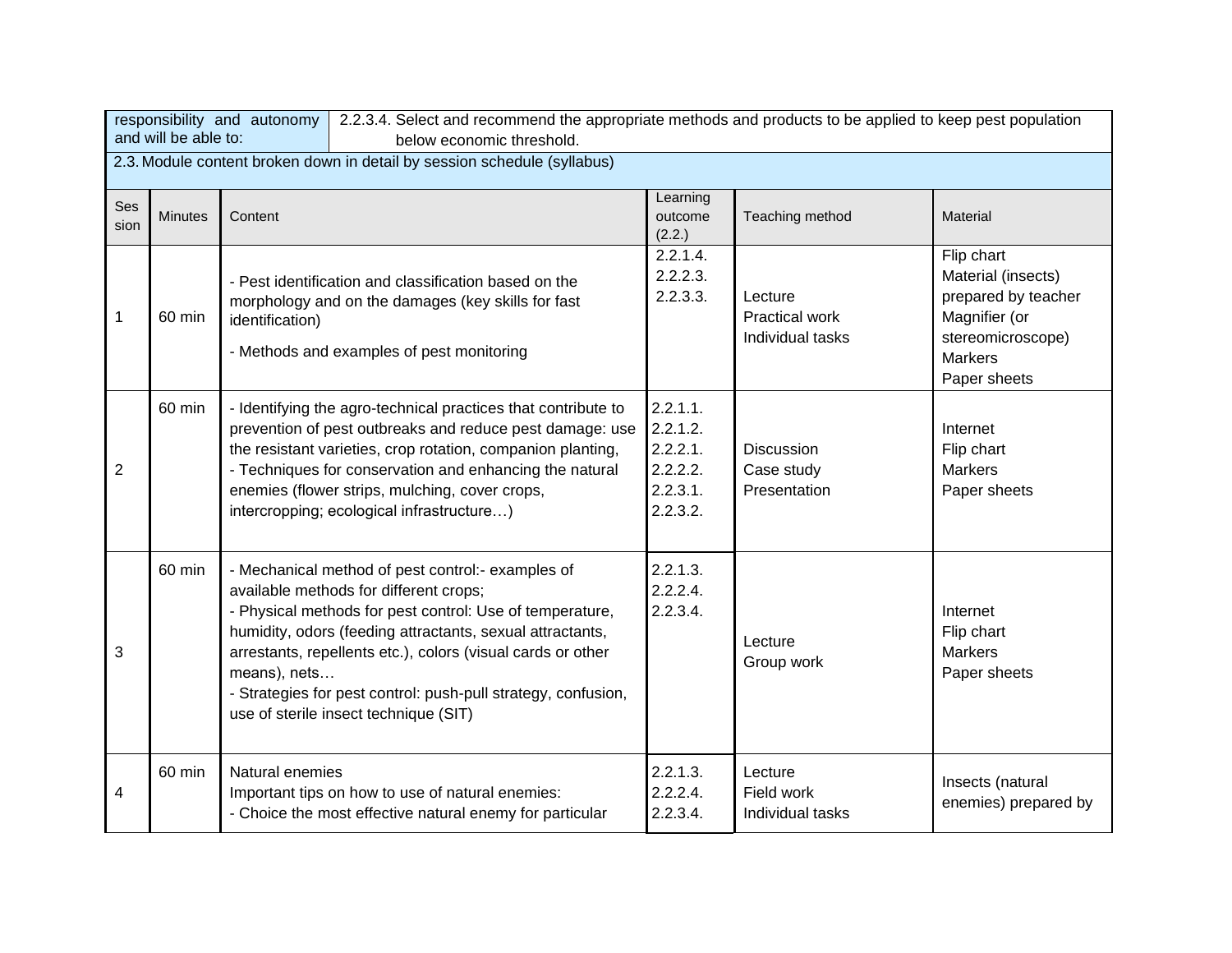| responsibility and autonomy and will be able to: | 2.2.3.4. Select and recommend the appropriate methods and products to be applied to keep pest population below economic threshold. |
|---|---|

2.3. Module content broken down in detail by session schedule (syllabus)

| Session | Minutes | Content | Learning outcome (2.2.) | Teaching method | Material |
|---|---|---|---|---|---|
| 1 | 60 min | - Pest identification and classification based on the morphology and on the damages (key skills for fast identification)<br>- Methods and examples of pest monitoring | 2.2.1.4.<br>2.2.2.3.<br>2.2.3.3. | Lecture<br>Practical work<br>Individual tasks | Flip chart<br>Material (insects) prepared by teacher<br>Magnifier (or stereomicroscope)<br>Markers<br>Paper sheets |
| 2 | 60 min | - Identifying the agro-technical practices that contribute to prevention of pest outbreaks and reduce pest damage: use the resistant varieties, crop rotation, companion planting,<br>- Techniques for conservation and enhancing the natural enemies (flower strips, mulching, cover crops, intercropping; ecological infrastructure…) | 2.2.1.1.<br>2.2.1.2.<br>2.2.2.1.<br>2.2.2.2.<br>2.2.3.1.<br>2.2.3.2. | Discussion<br>Case study<br>Presentation | Internet<br>Flip chart<br>Markers<br>Paper sheets |
| 3 | 60 min | - Mechanical method of pest control:- examples of available methods for different crops;<br>- Physical methods for pest control: Use of temperature, humidity, odors (feeding attractants, sexual attractants, arrestants, repellents etc.), colors (visual cards or other means), nets…<br>- Strategies for pest control: push-pull strategy, confusion, use of sterile insect technique (SIT) | 2.2.1.3.<br>2.2.2.4.<br>2.2.3.4. | Lecture<br>Group work | Internet<br>Flip chart<br>Markers<br>Paper sheets |
| 4 | 60 min | Natural enemies<br>Important tips on how to use of natural enemies:<br>- Choice the most effective natural enemy for particular | 2.2.1.3.<br>2.2.2.4.<br>2.2.3.4. | Lecture<br>Field work<br>Individual tasks | Insects (natural enemies) prepared by |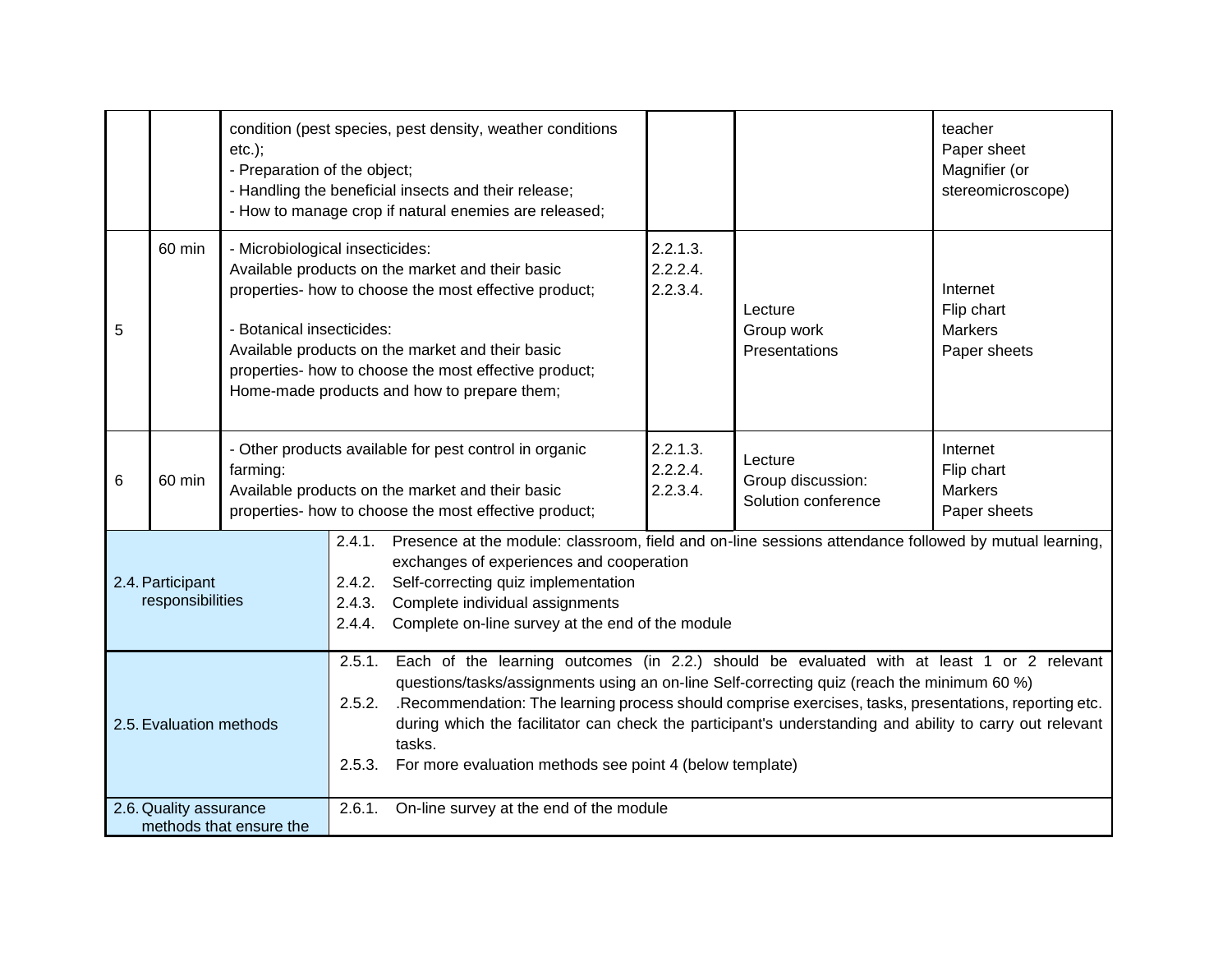| | | | | | |
|---|---|---|---|---|---|
| | | condition (pest species, pest density, weather conditions etc.);<br>- Preparation of the object;<br>- Handling the beneficial insects and their release;<br>- How to manage crop if natural enemies are released; | | | teacher<br>Paper sheet<br>Magnifier (or stereomicroscope) |
| 5 | 60 min | - Microbiological insecticides:<br>Available products on the market and their basic properties- how to choose the most effective product;<br><br>- Botanical insecticides:<br>Available products on the market and their basic properties- how to choose the most effective product;<br>Home-made products and how to prepare them; | 2.2.1.3.<br>2.2.2.4.<br>2.2.3.4. | Lecture<br>Group work<br>Presentations | Internet<br>Flip chart<br>Markers<br>Paper sheets |
| 6 | 60 min | - Other products available for pest control in organic farming:<br>Available products on the market and their basic properties- how to choose the most effective product; | 2.2.1.3.<br>2.2.2.4.<br>2.2.3.4. | Lecture<br>Group discussion:<br>Solution conference | Internet<br>Flip chart<br>Markers<br>Paper sheets |

| | |
|---|---|
| 2.4. Participant responsibilities | 2.4.1. Presence at the module: classroom, field and on-line sessions attendance followed by mutual learning, exchanges of experiences and cooperation<br>2.4.2. Self-correcting quiz implementation<br>2.4.3. Complete individual assignments<br>2.4.4. Complete on-line survey at the end of the module |
| 2.5. Evaluation methods | 2.5.1. Each of the learning outcomes (in 2.2.) should be evaluated with at least 1 or 2 relevant questions/tasks/assignments using an on-line Self-correcting quiz (reach the minimum 60 %)<br>2.5.2. .Recommendation: The learning process should comprise exercises, tasks, presentations, reporting etc. during which the facilitator can check the participant's understanding and ability to carry out relevant tasks.<br>2.5.3. For more evaluation methods see point 4 (below template) |
| 2.6. Quality assurance methods that ensure the | 2.6.1. On-line survey at the end of the module |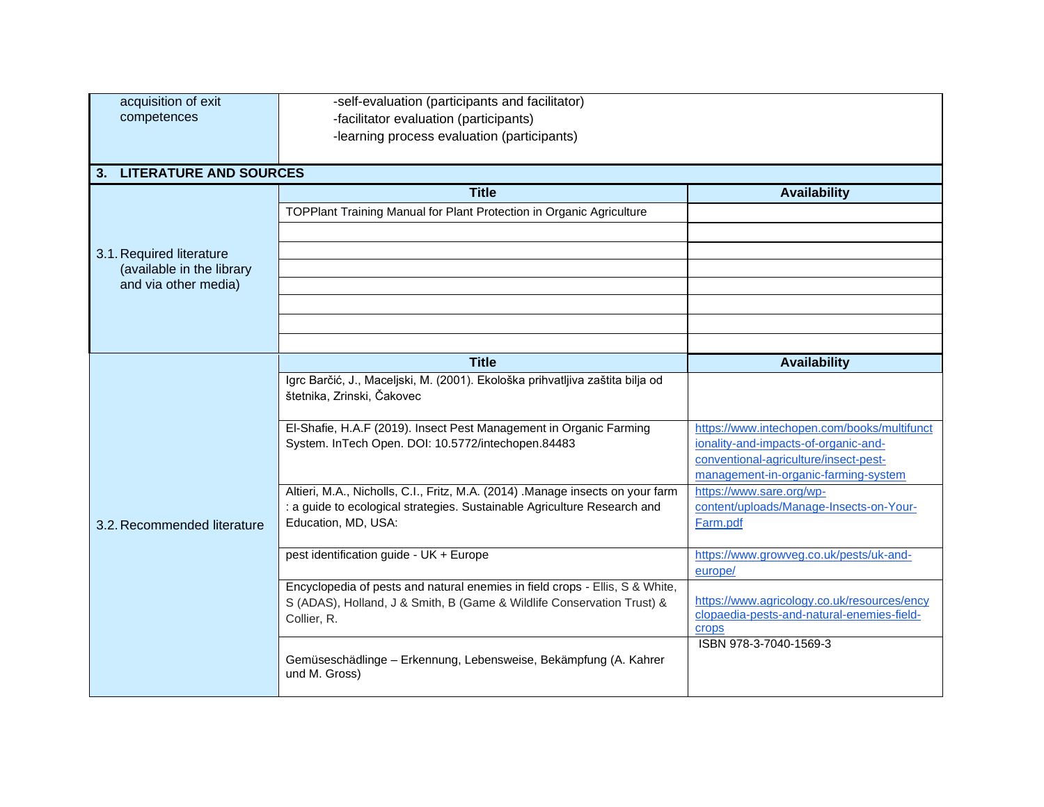| acquisition of exit competences | -self-evaluation (participants and facilitator)<br>-facilitator evaluation (participants)<br>-learning process evaluation (participants) |
|---|---|

## 3. LITERATURE AND SOURCES

| | Title | Availability |
|---|---|---|
| 3.1. Required literature (available in the library and via other media) | TOPPlant Training Manual for Plant Protection in Organic Agriculture | |
| | | |
| | | |
| | | |
| | | |
| | | |
| | | |
| | | |

| | Title | Availability |
|---|---|---|
| 3.2. Recommended literature | Igrc Barčić, J., Maceljski, M. (2001). Ekološka prihvatljiva zaštita bilja od štetnika, Zrinski, Čakovec | |
| | El-Shafie, H.A.F (2019). Insect Pest Management in Organic Farming System. InTech Open. DOI: 10.5772/intechopen.84483 | https://www.intechopen.com/books/multifunctionality-and-impacts-of-organic-and-conventional-agriculture/insect-pest-management-in-organic-farming-system |
| | Altieri, M.A., Nicholls, C.I., Fritz, M.A. (2014) .Manage insects on your farm : a guide to ecological strategies. Sustainable Agriculture Research and Education, MD, USA: | https://www.sare.org/wp-content/uploads/Manage-Insects-on-Your-Farm.pdf |
| | pest identification guide - UK + Europe | https://www.growveg.co.uk/pests/uk-and-europe/ |
| | Encyclopedia of pests and natural enemies in field crops - Ellis, S & White, S (ADAS), Holland, J & Smith, B (Game & Wildlife Conservation Trust) & Collier, R. | https://www.agricology.co.uk/resources/encyclopaedia-pests-and-natural-enemies-field-crops |
| | Gemüseschädlinge – Erkennung, Lebensweise, Bekämpfung (A. Kahrer und M. Gross) | ISBN 978-3-7040-1569-3 |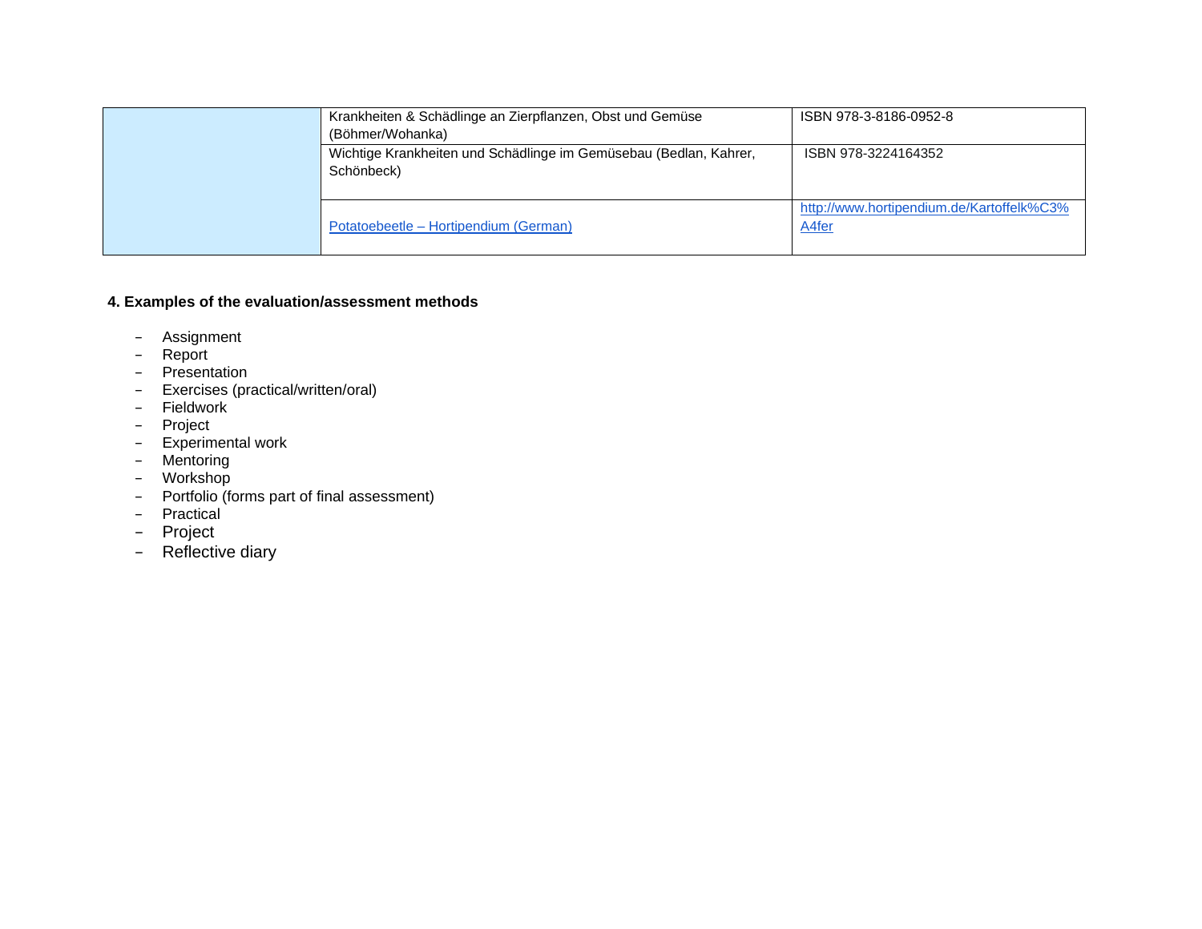| | | |
|---|---|---|
| | Krankheiten & Schädlinge an Zierpflanzen, Obst und Gemüse (Böhmer/Wohanka) | ISBN 978-3-8186-0952-8 |
| | Wichtige Krankheiten und Schädlinge im Gemüsebau (Bedlan, Kahrer, Schönbeck) | ISBN 978-3224164352 |
| | [Potatoebeetle – Hortipendium (German)](http://www.hortipendium.de/Kartoffelk%C3%A4fer) | [http://www.hortipendium.de/Kartoffelk%C3%A4fer](http://www.hortipendium.de/Kartoffelk%C3%A4fer) |

**4. Examples of the evaluation/assessment methods**

- Assignment
- Report
- Presentation
- Exercises (practical/written/oral)
- Fieldwork
- Project
- Experimental work
- Mentoring
- Workshop
- Portfolio (forms part of final assessment)
- Practical
- Project
- Reflective diary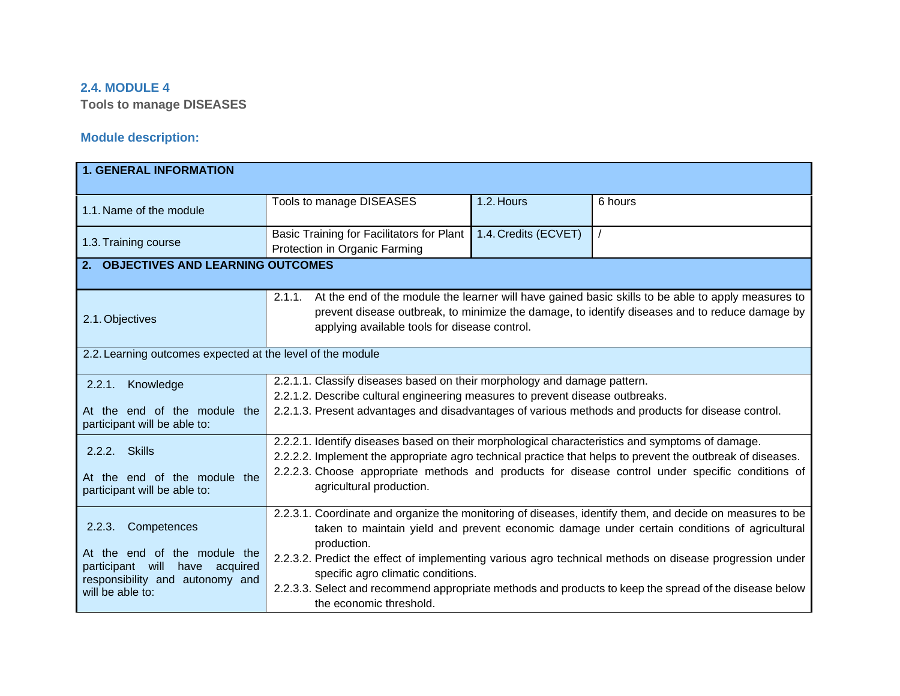## 2.4. MODULE 4

**Tools to manage DISEASES**

### Module description:

| **1. GENERAL INFORMATION** | | | |
|---|---|---|---|
| 1.1. Name of the module | Tools to manage DISEASES | 1.2. Hours | 6 hours |
| 1.3. Training course | Basic Training for Facilitators for Plant Protection in Organic Farming | 1.4. Credits (ECVET) | / |
| **2. OBJECTIVES AND LEARNING OUTCOMES** | | | |
| 2.1. Objectives | 2.1.1. At the end of the module the learner will have gained basic skills to be able to apply measures to prevent disease outbreak, to minimize the damage, to identify diseases and to reduce damage by applying available tools for disease control. | | |
| 2.2. Learning outcomes expected at the level of the module | | | |
| 2.2.1. Knowledge<br><br>At the end of the module the participant will be able to: | 2.2.1.1. Classify diseases based on their morphology and damage pattern.<br>2.2.1.2. Describe cultural engineering measures to prevent disease outbreaks.<br>2.2.1.3. Present advantages and disadvantages of various methods and products for disease control. | | |
| 2.2.2. Skills<br><br>At the end of the module the participant will be able to: | 2.2.2.1. Identify diseases based on their morphological characteristics and symptoms of damage.<br>2.2.2.2. Implement the appropriate agro technical practice that helps to prevent the outbreak of diseases.<br>2.2.2.3. Choose appropriate methods and products for disease control under specific conditions of agricultural production. | | |
| 2.2.3. Competences<br><br>At the end of the module the participant will have acquired responsibility and autonomy and will be able to: | 2.2.3.1. Coordinate and organize the monitoring of diseases, identify them, and decide on measures to be taken to maintain yield and prevent economic damage under certain conditions of agricultural production.<br>2.2.3.2. Predict the effect of implementing various agro technical methods on disease progression under specific agro climatic conditions.<br>2.2.3.3. Select and recommend appropriate methods and products to keep the spread of the disease below the economic threshold. | | |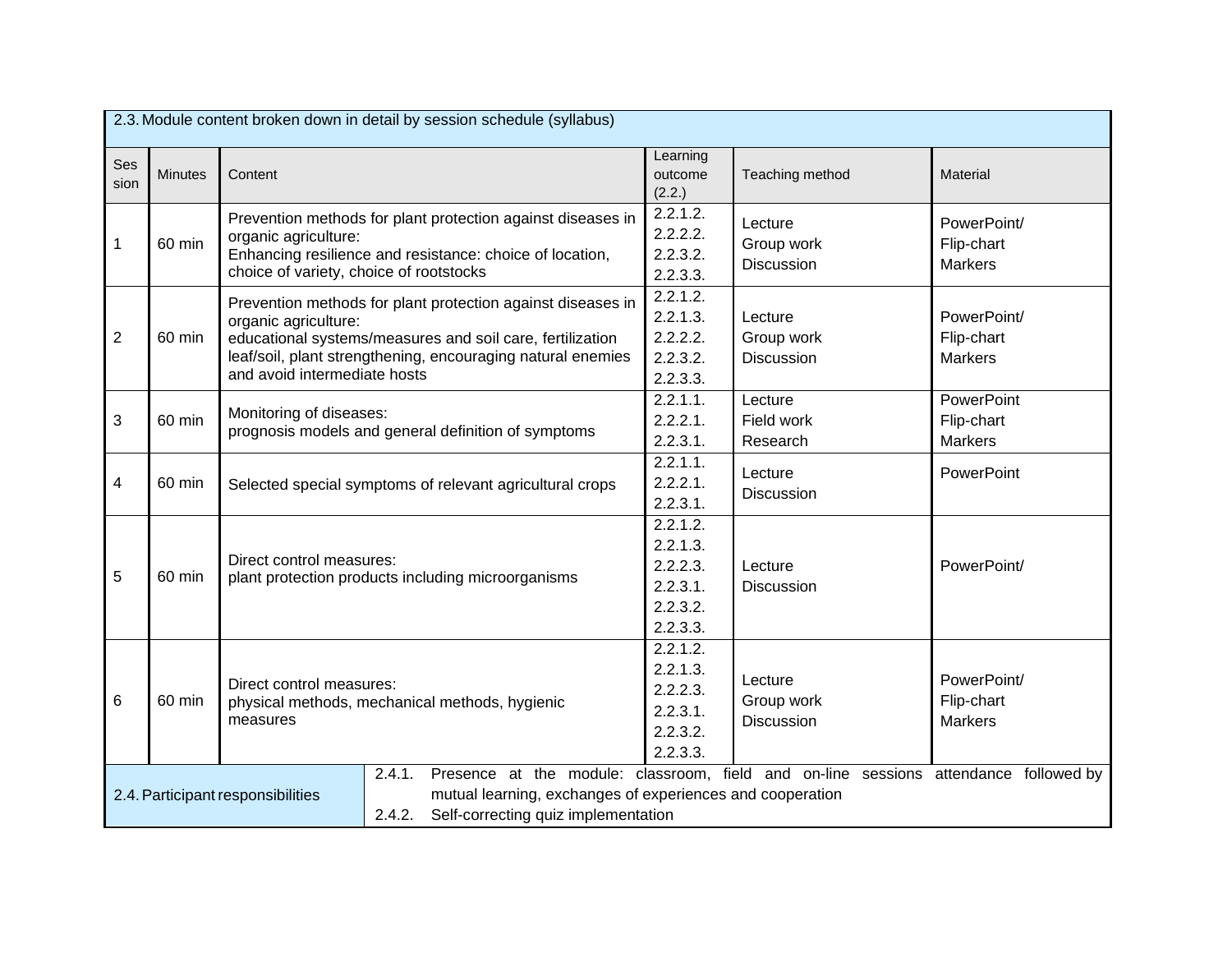| 2.3. Module content broken down in detail by session schedule (syllabus) | | | | | |
|---|---|---|---|---|---|
| Session | Minutes | Content | Learning outcome (2.2.) | Teaching method | Material |
| 1 | 60 min | Prevention methods for plant protection against diseases in organic agriculture:<br>Enhancing resilience and resistance: choice of location, choice of variety, choice of rootstocks | 2.2.1.2.<br>2.2.2.2.<br>2.2.3.2.<br>2.2.3.3. | Lecture<br>Group work<br>Discussion | PowerPoint/<br>Flip-chart<br>Markers |
| 2 | 60 min | Prevention methods for plant protection against diseases in organic agriculture:<br>educational systems/measures and soil care, fertilization leaf/soil, plant strengthening, encouraging natural enemies and avoid intermediate hosts | 2.2.1.2.<br>2.2.1.3.<br>2.2.2.2.<br>2.2.3.2.<br>2.2.3.3. | Lecture<br>Group work<br>Discussion | PowerPoint/<br>Flip-chart<br>Markers |
| 3 | 60 min | Monitoring of diseases:<br>prognosis models and general definition of symptoms | 2.2.1.1.<br>2.2.2.1.<br>2.2.3.1. | Lecture<br>Field work<br>Research | PowerPoint<br>Flip-chart<br>Markers |
| 4 | 60 min | Selected special symptoms of relevant agricultural crops | 2.2.1.1.<br>2.2.2.1.<br>2.2.3.1. | Lecture<br>Discussion | PowerPoint |
| 5 | 60 min | Direct control measures:<br>plant protection products including microorganisms | 2.2.1.2.<br>2.2.1.3.<br>2.2.2.3.<br>2.2.3.1.<br>2.2.3.2.<br>2.2.3.3. | Lecture<br>Discussion | PowerPoint/ |
| 6 | 60 min | Direct control measures:<br>physical methods, mechanical methods, hygienic measures | 2.2.1.2.<br>2.2.1.3.<br>2.2.2.3.<br>2.2.3.1.<br>2.2.3.2.<br>2.2.3.3. | Lecture<br>Group work<br>Discussion | PowerPoint/<br>Flip-chart<br>Markers |

| 2.4. Participant responsibilities | |
|---|---|
| | 2.4.1. Presence at the module: classroom, field and on-line sessions attendance followed by mutual learning, exchanges of experiences and cooperation<br>2.4.2. Self-correcting quiz implementation |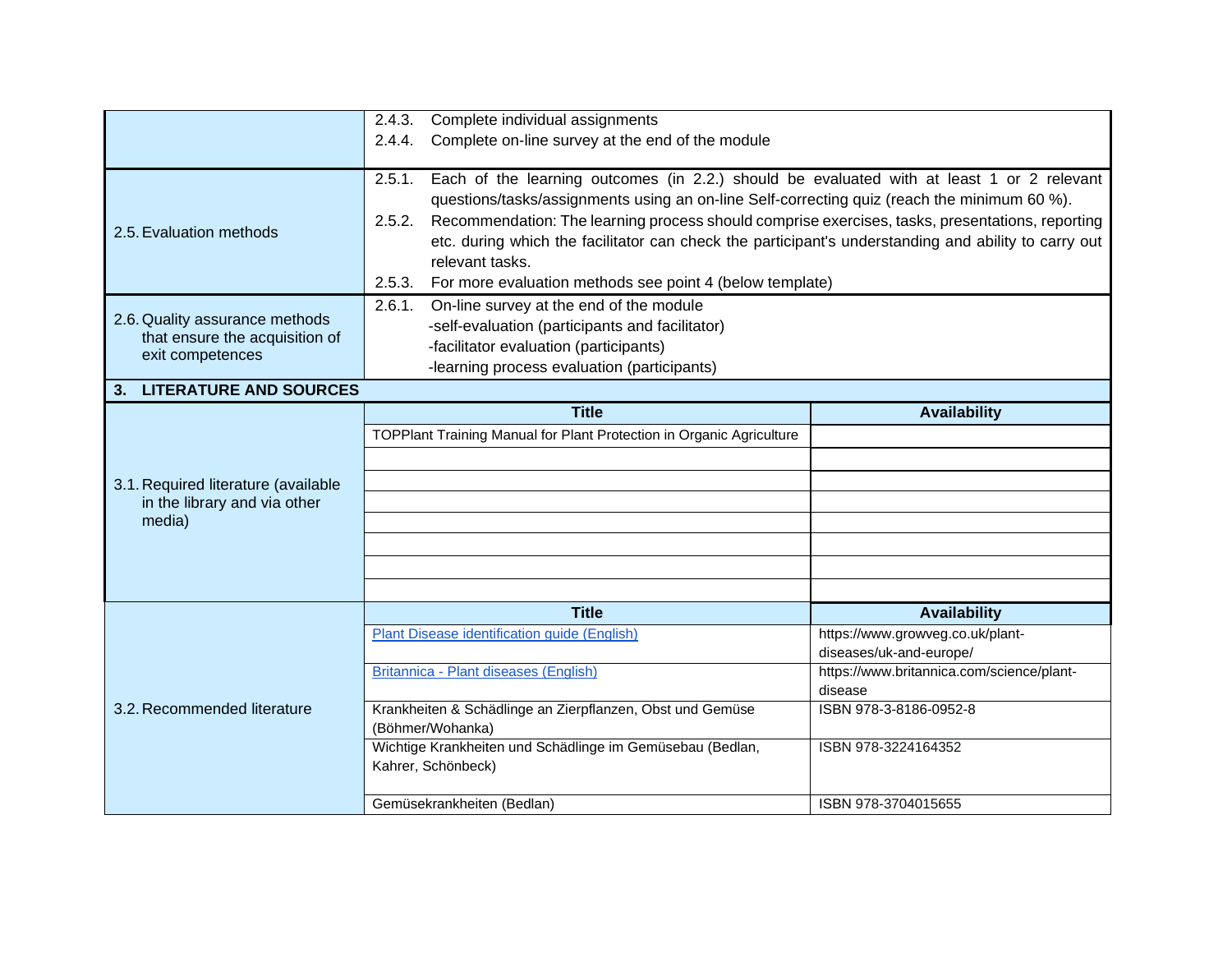| | |
|---|---|
| | 2.4.3. Complete individual assignments<br>2.4.4. Complete on-line survey at the end of the module |
| 2.5. Evaluation methods | 2.5.1. Each of the learning outcomes (in 2.2.) should be evaluated with at least 1 or 2 relevant questions/tasks/assignments using an on-line Self-correcting quiz (reach the minimum 60 %).<br>2.5.2. Recommendation: The learning process should comprise exercises, tasks, presentations, reporting etc. during which the facilitator can check the participant's understanding and ability to carry out relevant tasks.<br>2.5.3. For more evaluation methods see point 4 (below template) |
| 2.6. Quality assurance methods that ensure the acquisition of exit competences | 2.6.1. On-line survey at the end of the module<br>-self-evaluation (participants and facilitator)<br>-facilitator evaluation (participants)<br>-learning process evaluation (participants) |

## 3. LITERATURE AND SOURCES

| | Title | Availability |
|---|---|---|
| 3.1. Required literature (available in the library and via other media) | TOPPlant Training Manual for Plant Protection in Organic Agriculture | |
| | | |
| | | |
| | | |
| | | |
| | | |
| | | |
| | | |
| 3.2. Recommended literature | **Title** | **Availability** |
| | [Plant Disease identification guide (English)](https://www.growveg.co.uk/plant-diseases/uk-and-europe/) | https://www.growveg.co.uk/plant-diseases/uk-and-europe/ |
| | [Britannica - Plant diseases (English)](https://www.britannica.com/science/plant-disease) | https://www.britannica.com/science/plant-disease |
| | Krankheiten & Schädlinge an Zierpflanzen, Obst und Gemüse (Böhmer/Wohanka) | ISBN 978-3-8186-0952-8 |
| | Wichtige Krankheiten und Schädlinge im Gemüsebau (Bedlan, Kahrer, Schönbeck) | ISBN 978-3224164352 |
| | Gemüsekrankheiten (Bedlan) | ISBN 978-3704015655 |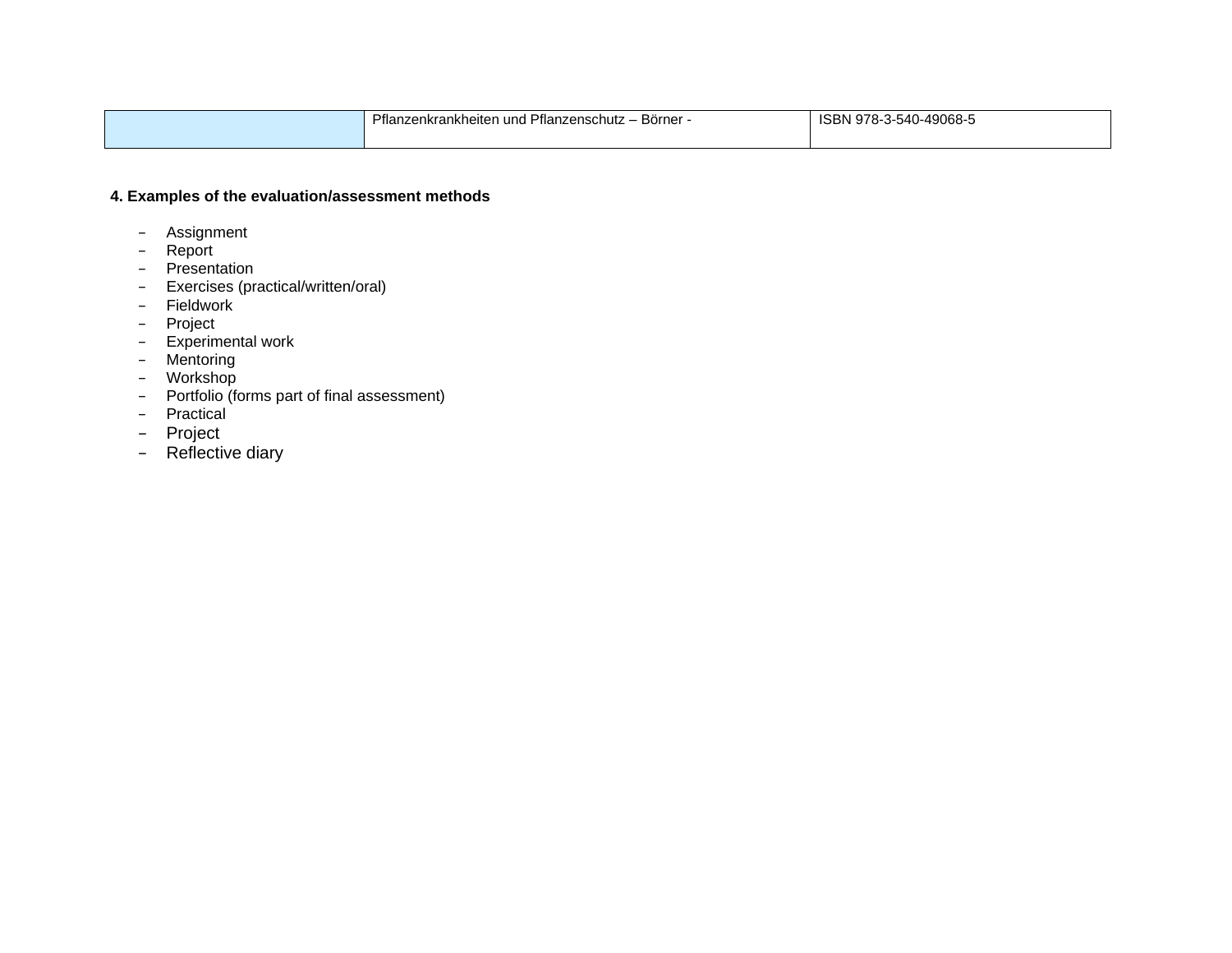| | Pflanzenkrankheiten und Pflanzenschutz – Börner - | ISBN 978-3-540-49068-5 |
|---|---|---|

**4. Examples of the evaluation/assessment methods**

- Assignment
- Report
- Presentation
- Exercises (practical/written/oral)
- Fieldwork
- Project
- Experimental work
- Mentoring
- Workshop
- Portfolio (forms part of final assessment)
- Practical
- Project
- Reflective diary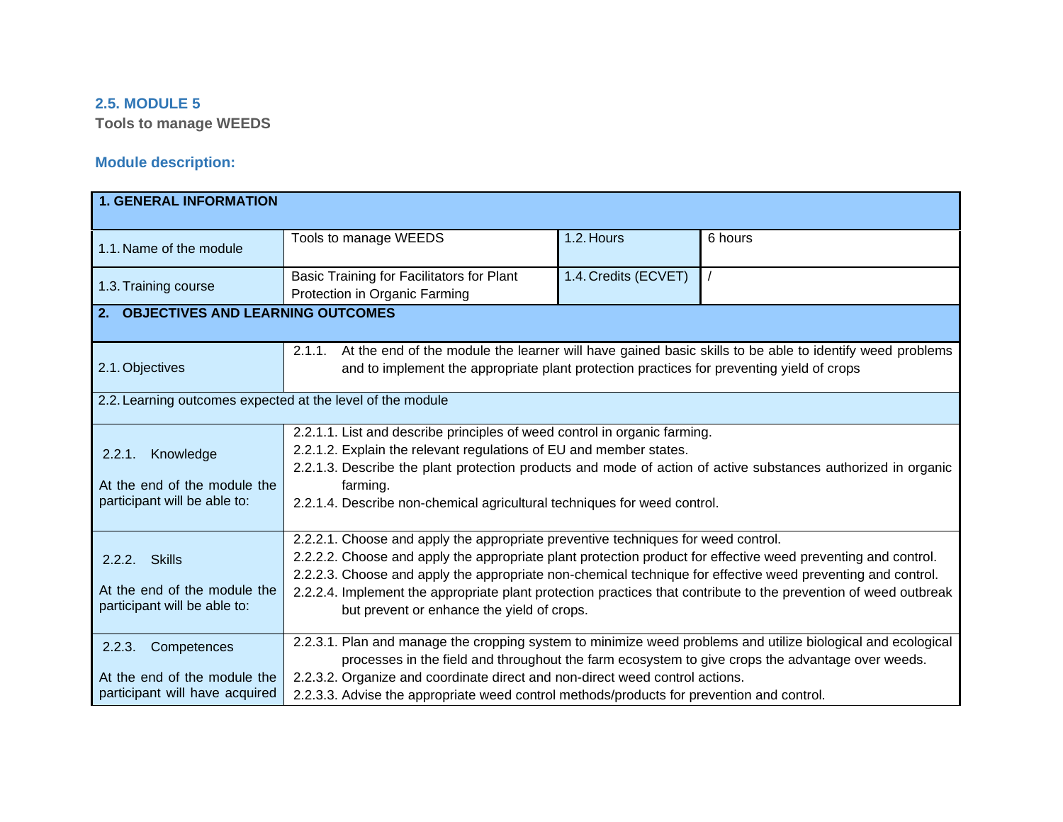## 2.5. MODULE 5

**Tools to manage WEEDS**

### Module description:

| **1. GENERAL INFORMATION** | | | |
|---|---|---|---|
| 1.1. Name of the module | Tools to manage WEEDS | 1.2. Hours | 6 hours |
| 1.3. Training course | Basic Training for Facilitators for Plant Protection in Organic Farming | 1.4. Credits (ECVET) | / |
| **2. OBJECTIVES AND LEARNING OUTCOMES** | | | |
| 2.1. Objectives | 2.1.1. At the end of the module the learner will have gained basic skills to be able to identify weed problems and to implement the appropriate plant protection practices for preventing yield of crops | | |
| 2.2. Learning outcomes expected at the level of the module | | | |
| 2.2.1. Knowledge<br><br>At the end of the module the participant will be able to: | 2.2.1.1. List and describe principles of weed control in organic farming.<br>2.2.1.2. Explain the relevant regulations of EU and member states.<br>2.2.1.3. Describe the plant protection products and mode of action of active substances authorized in organic farming.<br>2.2.1.4. Describe non-chemical agricultural techniques for weed control. | | |
| 2.2.2. Skills<br><br>At the end of the module the participant will be able to: | 2.2.2.1. Choose and apply the appropriate preventive techniques for weed control.<br>2.2.2.2. Choose and apply the appropriate plant protection product for effective weed preventing and control.<br>2.2.2.3. Choose and apply the appropriate non-chemical technique for effective weed preventing and control.<br>2.2.2.4. Implement the appropriate plant protection practices that contribute to the prevention of weed outbreak but prevent or enhance the yield of crops. | | |
| 2.2.3. Competences<br><br>At the end of the module the participant will have acquired | 2.2.3.1. Plan and manage the cropping system to minimize weed problems and utilize biological and ecological processes in the field and throughout the farm ecosystem to give crops the advantage over weeds.<br>2.2.3.2. Organize and coordinate direct and non-direct weed control actions.<br>2.2.3.3. Advise the appropriate weed control methods/products for prevention and control. | | |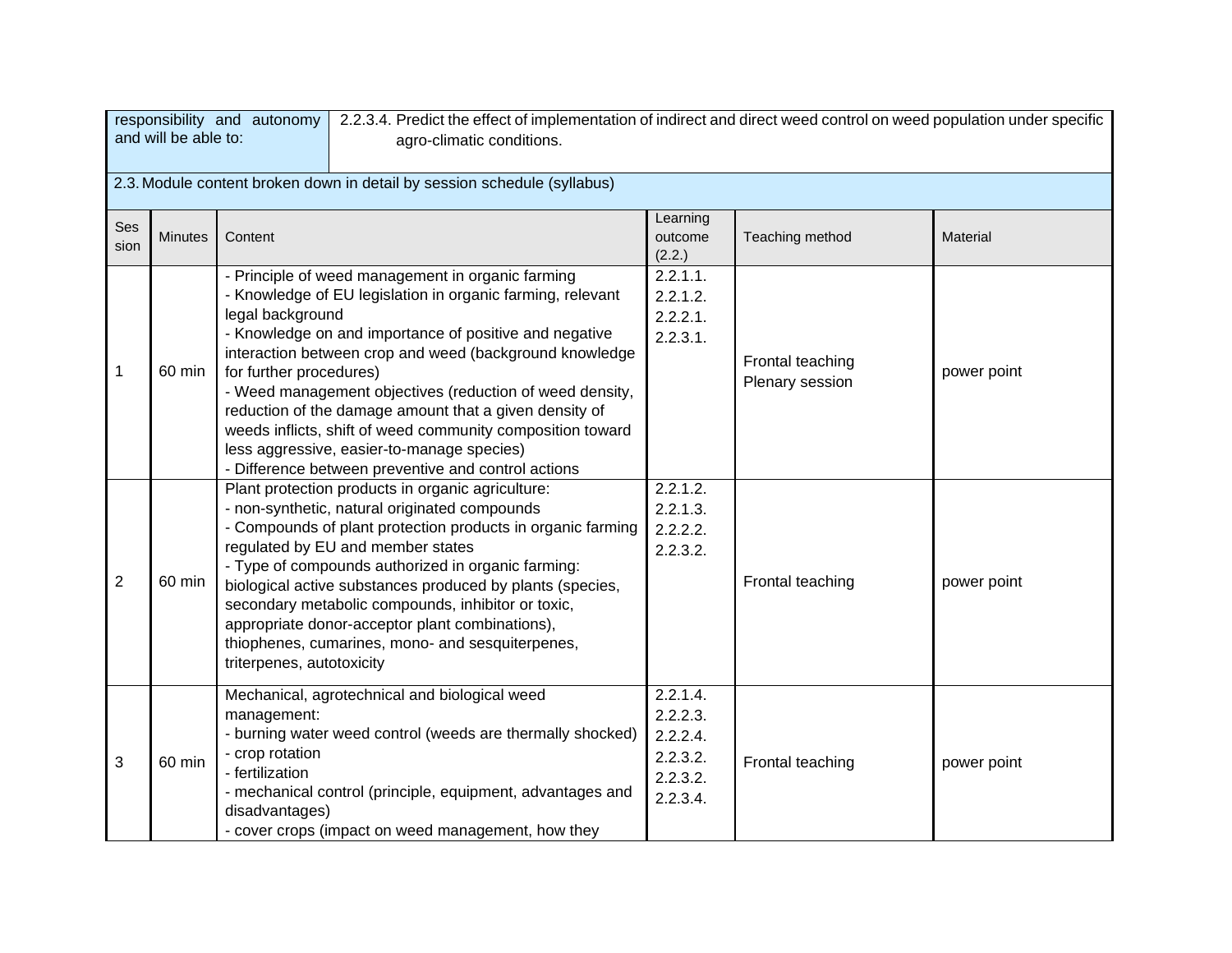| responsibility and autonomy and will be able to: | 2.2.3.4. Predict the effect of implementation of indirect and direct weed control on weed population under specific agro-climatic conditions. |
|---|---|

**2.3. Module content broken down in detail by session schedule (syllabus)**

| Session | Minutes | Content | Learning outcome (2.2.) | Teaching method | Material |
|---|---|---|---|---|---|
| 1 | 60 min | - Principle of weed management in organic farming<br>- Knowledge of EU legislation in organic farming, relevant legal background<br>- Knowledge on and importance of positive and negative interaction between crop and weed (background knowledge for further procedures)<br>- Weed management objectives (reduction of weed density, reduction of the damage amount that a given density of weeds inflicts, shift of weed community composition toward less aggressive, easier-to-manage species)<br>- Difference between preventive and control actions | 2.2.1.1.<br>2.2.1.2.<br>2.2.2.1.<br>2.2.3.1. | Frontal teaching<br>Plenary session | power point |
| 2 | 60 min | Plant protection products in organic agriculture:<br>- non-synthetic, natural originated compounds<br>- Compounds of plant protection products in organic farming regulated by EU and member states<br>- Type of compounds authorized in organic farming: biological active substances produced by plants (species, secondary metabolic compounds, inhibitor or toxic, appropriate donor-acceptor plant combinations), thiophenes, cumarines, mono- and sesquiterpenes, triterpenes, autotoxicity | 2.2.1.2.<br>2.2.1.3.<br>2.2.2.2.<br>2.2.3.2. | Frontal teaching | power point |
| 3 | 60 min | Mechanical, agrotechnical and biological weed management:<br>- burning water weed control (weeds are thermally shocked)<br>- crop rotation<br>- fertilization<br>- mechanical control (principle, equipment, advantages and disadvantages)<br>- cover crops (impact on weed management, how they | 2.2.1.4.<br>2.2.2.3.<br>2.2.2.4.<br>2.2.3.2.<br>2.2.3.2.<br>2.2.3.4. | Frontal teaching | power point |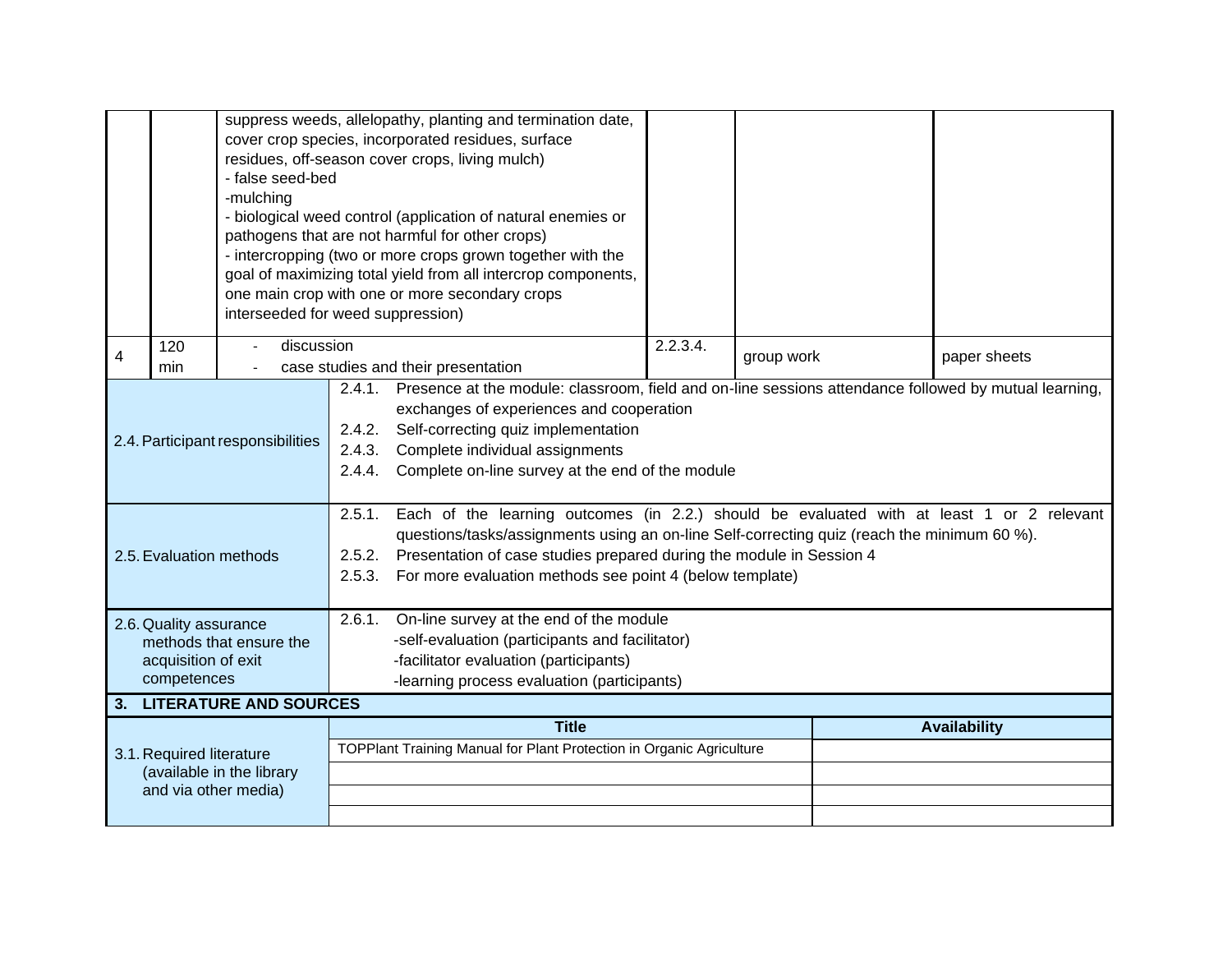| | | | | | |
|---|---|---|---|---|---|
| | | suppress weeds, allelopathy, planting and termination date, cover crop species, incorporated residues, surface residues, off-season cover crops, living mulch)<br>- false seed-bed<br>-mulching<br>- biological weed control (application of natural enemies or pathogens that are not harmful for other crops)<br>- intercropping (two or more crops grown together with the goal of maximizing total yield from all intercrop components, one main crop with one or more secondary crops interseeded for weed suppression) | | | |
| 4 | 120 min | - discussion<br>- case studies and their presentation | 2.2.3.4. | group work | paper sheets |

| | |
|---|---|
| 2.4. Participant responsibilities | 2.4.1. Presence at the module: classroom, field and on-line sessions attendance followed by mutual learning, exchanges of experiences and cooperation<br>2.4.2. Self-correcting quiz implementation<br>2.4.3. Complete individual assignments<br>2.4.4. Complete on-line survey at the end of the module |
| 2.5. Evaluation methods | 2.5.1. Each of the learning outcomes (in 2.2.) should be evaluated with at least 1 or 2 relevant questions/tasks/assignments using an on-line Self-correcting quiz (reach the minimum 60 %).<br>2.5.2. Presentation of case studies prepared during the module in Session 4<br>2.5.3. For more evaluation methods see point 4 (below template) |
| 2.6. Quality assurance methods that ensure the acquisition of exit competences | 2.6.1. On-line survey at the end of the module<br>-self-evaluation (participants and facilitator)<br>-facilitator evaluation (participants)<br>-learning process evaluation (participants) |

## 3. LITERATURE AND SOURCES

| | Title | Availability |
|---|---|---|
| 3.1. Required literature (available in the library and via other media) | TOPPlant Training Manual for Plant Protection in Organic Agriculture | |
| | | |
| | | |
| | | |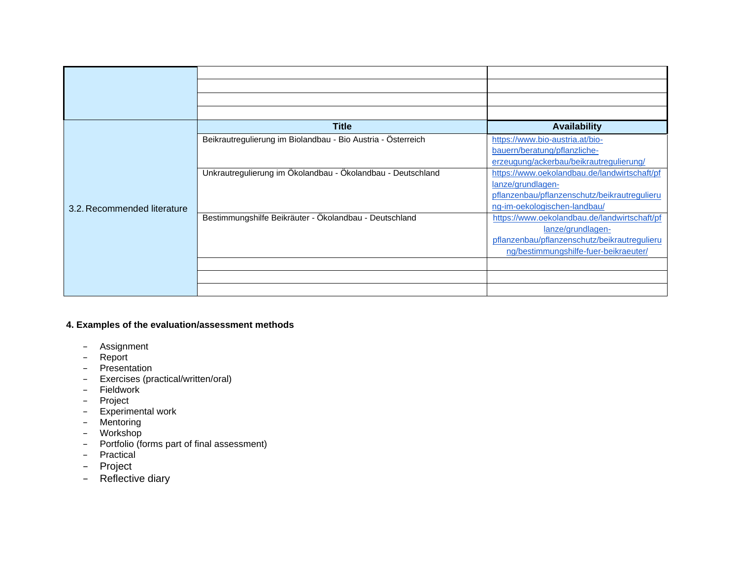| | | |
|---|---|---|
| | | |
| | | |
| | | |
| | | |
| 3.2. Recommended literature | **Title** | **Availability** |
| | Beikrautregulierung im Biolandbau - Bio Austria - Österreich | https://www.bio-austria.at/bio-bauern/beratung/pflanzliche-erzeugung/ackerbau/beikrautregulierung/ |
| | Unkrautregulierung im Ökolandbau - Ökolandbau - Deutschland | https://www.oekolandbau.de/landwirtschaft/pflanze/grundlagen-pflanzenbau/pflanzenschutz/beikrautregulierung-im-oekologischen-landbau/ |
| | Bestimmungshilfe Beikräuter - Ökolandbau - Deutschland | https://www.oekolandbau.de/landwirtschaft/pflanze/grundlagen-pflanzenbau/pflanzenschutz/beikrautregulierung/bestimmungshilfe-fuer-beikraeuter/ |
| | | |
| | | |
| | | |

**4. Examples of the evaluation/assessment methods**

- Assignment
- Report
- Presentation
- Exercises (practical/written/oral)
- Fieldwork
- Project
- Experimental work
- Mentoring
- Workshop
- Portfolio (forms part of final assessment)
- Practical
- Project
- Reflective diary